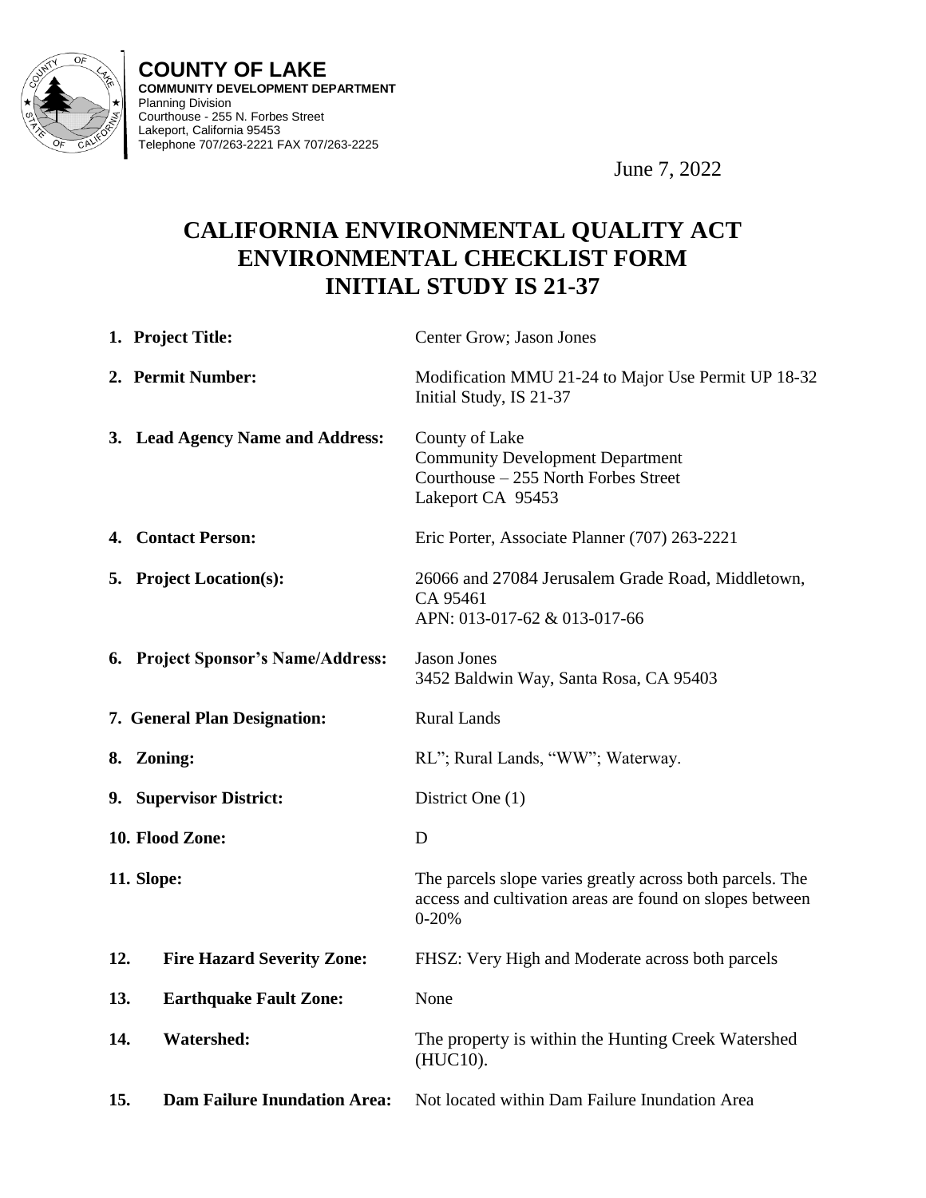**COUNTY OF LAKE**
**COMMUNITY DEVELOPMENT DEPARTMENT**
Planning Division
Courthouse - 255 N. Forbes Street
Lakeport, California 95453
Telephone 707/263-2221 FAX 707/263-2225

June 7, 2022

# CALIFORNIA ENVIRONMENTAL QUALITY ACT ENVIRONMENTAL CHECKLIST FORM INITIAL STUDY IS 21-37

| | |
|---|---|
| **1. Project Title:** | Center Grow; Jason Jones |
| **2. Permit Number:** | Modification MMU 21-24 to Major Use Permit UP 18-32<br>Initial Study, IS 21-37 |
| **3. Lead Agency Name and Address:** | County of Lake<br>Community Development Department<br>Courthouse – 255 North Forbes Street<br>Lakeport CA 95453 |
| **4. Contact Person:** | Eric Porter, Associate Planner (707) 263-2221 |
| **5. Project Location(s):** | 26066 and 27084 Jerusalem Grade Road, Middletown, CA 95461<br>APN: 013-017-62 & 013-017-66 |
| **6. Project Sponsor's Name/Address:** | Jason Jones<br>3452 Baldwin Way, Santa Rosa, CA 95403 |
| **7. General Plan Designation:** | Rural Lands |
| **8. Zoning:** | RL"; Rural Lands, "WW"; Waterway. |
| **9. Supervisor District:** | District One (1) |
| **10. Flood Zone:** | D |
| **11. Slope:** | The parcels slope varies greatly across both parcels. The access and cultivation areas are found on slopes between 0-20% |
| **12. Fire Hazard Severity Zone:** | FHSZ: Very High and Moderate across both parcels |
| **13. Earthquake Fault Zone:** | None |
| **14. Watershed:** | The property is within the Hunting Creek Watershed (HUC10). |
| **15. Dam Failure Inundation Area:** | Not located within Dam Failure Inundation Area |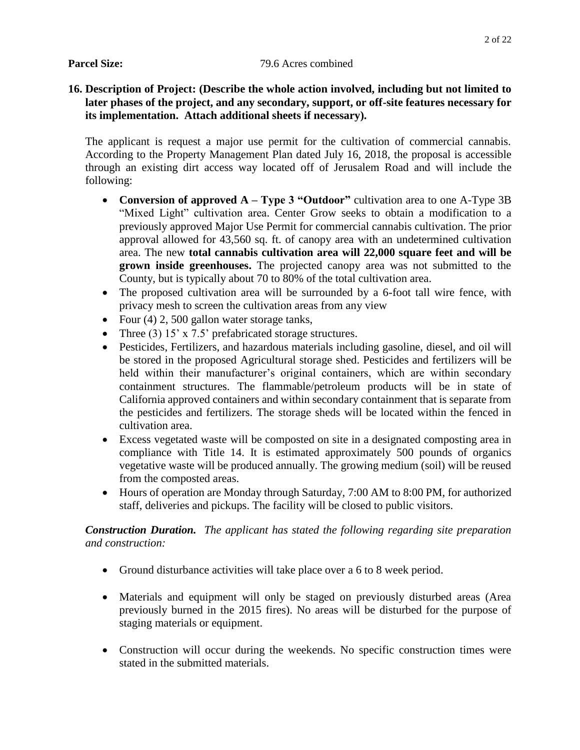**Parcel Size:** 79.6 Acres combined

**16. Description of Project: (Describe the whole action involved, including but not limited to later phases of the project, and any secondary, support, or off-site features necessary for its implementation. Attach additional sheets if necessary).**

The applicant is request a major use permit for the cultivation of commercial cannabis. According to the Property Management Plan dated July 16, 2018, the proposal is accessible through an existing dirt access way located off of Jerusalem Road and will include the following:

- **Conversion of approved A – Type 3 "Outdoor"** cultivation area to one A-Type 3B "Mixed Light" cultivation area. Center Grow seeks to obtain a modification to a previously approved Major Use Permit for commercial cannabis cultivation. The prior approval allowed for 43,560 sq. ft. of canopy area with an undetermined cultivation area. The new **total cannabis cultivation area will 22,000 square feet and will be grown inside greenhouses.** The projected canopy area was not submitted to the County, but is typically about 70 to 80% of the total cultivation area.
- The proposed cultivation area will be surrounded by a 6-foot tall wire fence, with privacy mesh to screen the cultivation areas from any view
- Four (4) 2, 500 gallon water storage tanks,
- Three (3) 15' x 7.5' prefabricated storage structures.
- Pesticides, Fertilizers, and hazardous materials including gasoline, diesel, and oil will be stored in the proposed Agricultural storage shed. Pesticides and fertilizers will be held within their manufacturer's original containers, which are within secondary containment structures. The flammable/petroleum products will be in state of California approved containers and within secondary containment that is separate from the pesticides and fertilizers. The storage sheds will be located within the fenced in cultivation area.
- Excess vegetated waste will be composted on site in a designated composting area in compliance with Title 14. It is estimated approximately 500 pounds of organics vegetative waste will be produced annually. The growing medium (soil) will be reused from the composted areas.
- Hours of operation are Monday through Saturday, 7:00 AM to 8:00 PM, for authorized staff, deliveries and pickups. The facility will be closed to public visitors.

***Construction Duration.*** *The applicant has stated the following regarding site preparation and construction:*

- Ground disturbance activities will take place over a 6 to 8 week period.
- Materials and equipment will only be staged on previously disturbed areas (Area previously burned in the 2015 fires). No areas will be disturbed for the purpose of staging materials or equipment.
- Construction will occur during the weekends. No specific construction times were stated in the submitted materials.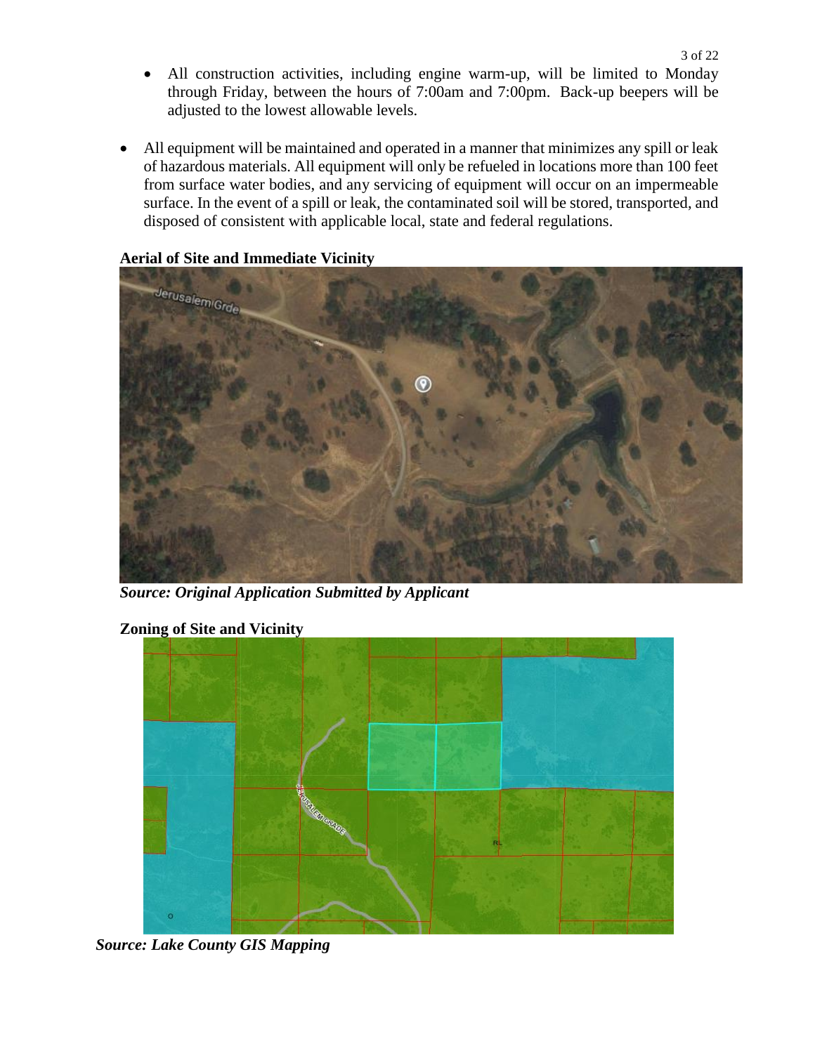- All construction activities, including engine warm-up, will be limited to Monday through Friday, between the hours of 7:00am and 7:00pm. Back-up beepers will be adjusted to the lowest allowable levels.

- All equipment will be maintained and operated in a manner that minimizes any spill or leak of hazardous materials. All equipment will only be refueled in locations more than 100 feet from surface water bodies, and any servicing of equipment will occur on an impermeable surface. In the event of a spill or leak, the contaminated soil will be stored, transported, and disposed of consistent with applicable local, state and federal regulations.

**Aerial of Site and Immediate Vicinity**

***Source: Original Application Submitted by Applicant***

**Zoning of Site and Vicinity**

***Source: Lake County GIS Mapping***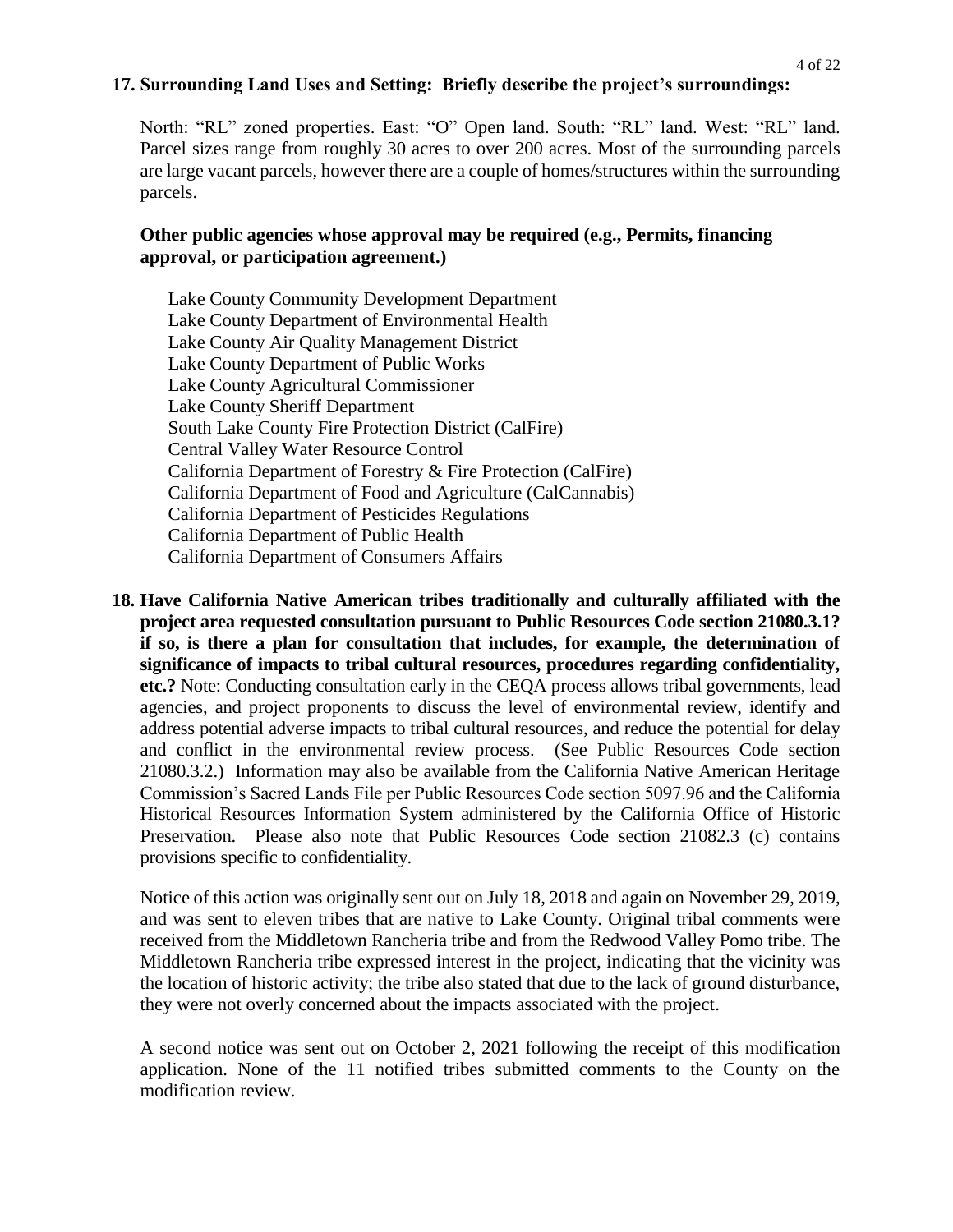**17. Surrounding Land Uses and Setting: Briefly describe the project's surroundings:**

North: "RL" zoned properties. East: "O" Open land. South: "RL" land. West: "RL" land. Parcel sizes range from roughly 30 acres to over 200 acres. Most of the surrounding parcels are large vacant parcels, however there are a couple of homes/structures within the surrounding parcels.

**Other public agencies whose approval may be required (e.g., Permits, financing approval, or participation agreement.)**

Lake County Community Development Department
Lake County Department of Environmental Health
Lake County Air Quality Management District
Lake County Department of Public Works
Lake County Agricultural Commissioner
Lake County Sheriff Department
South Lake County Fire Protection District (CalFire)
Central Valley Water Resource Control
California Department of Forestry & Fire Protection (CalFire)
California Department of Food and Agriculture (CalCannabis)
California Department of Pesticides Regulations
California Department of Public Health
California Department of Consumers Affairs

**18. Have California Native American tribes traditionally and culturally affiliated with the project area requested consultation pursuant to Public Resources Code section 21080.3.1? if so, is there a plan for consultation that includes, for example, the determination of significance of impacts to tribal cultural resources, procedures regarding confidentiality, etc.?** Note: Conducting consultation early in the CEQA process allows tribal governments, lead agencies, and project proponents to discuss the level of environmental review, identify and address potential adverse impacts to tribal cultural resources, and reduce the potential for delay and conflict in the environmental review process. (See Public Resources Code section 21080.3.2.) Information may also be available from the California Native American Heritage Commission's Sacred Lands File per Public Resources Code section 5097.96 and the California Historical Resources Information System administered by the California Office of Historic Preservation. Please also note that Public Resources Code section 21082.3 (c) contains provisions specific to confidentiality.

Notice of this action was originally sent out on July 18, 2018 and again on November 29, 2019, and was sent to eleven tribes that are native to Lake County. Original tribal comments were received from the Middletown Rancheria tribe and from the Redwood Valley Pomo tribe. The Middletown Rancheria tribe expressed interest in the project, indicating that the vicinity was the location of historic activity; the tribe also stated that due to the lack of ground disturbance, they were not overly concerned about the impacts associated with the project.

A second notice was sent out on October 2, 2021 following the receipt of this modification application. None of the 11 notified tribes submitted comments to the County on the modification review.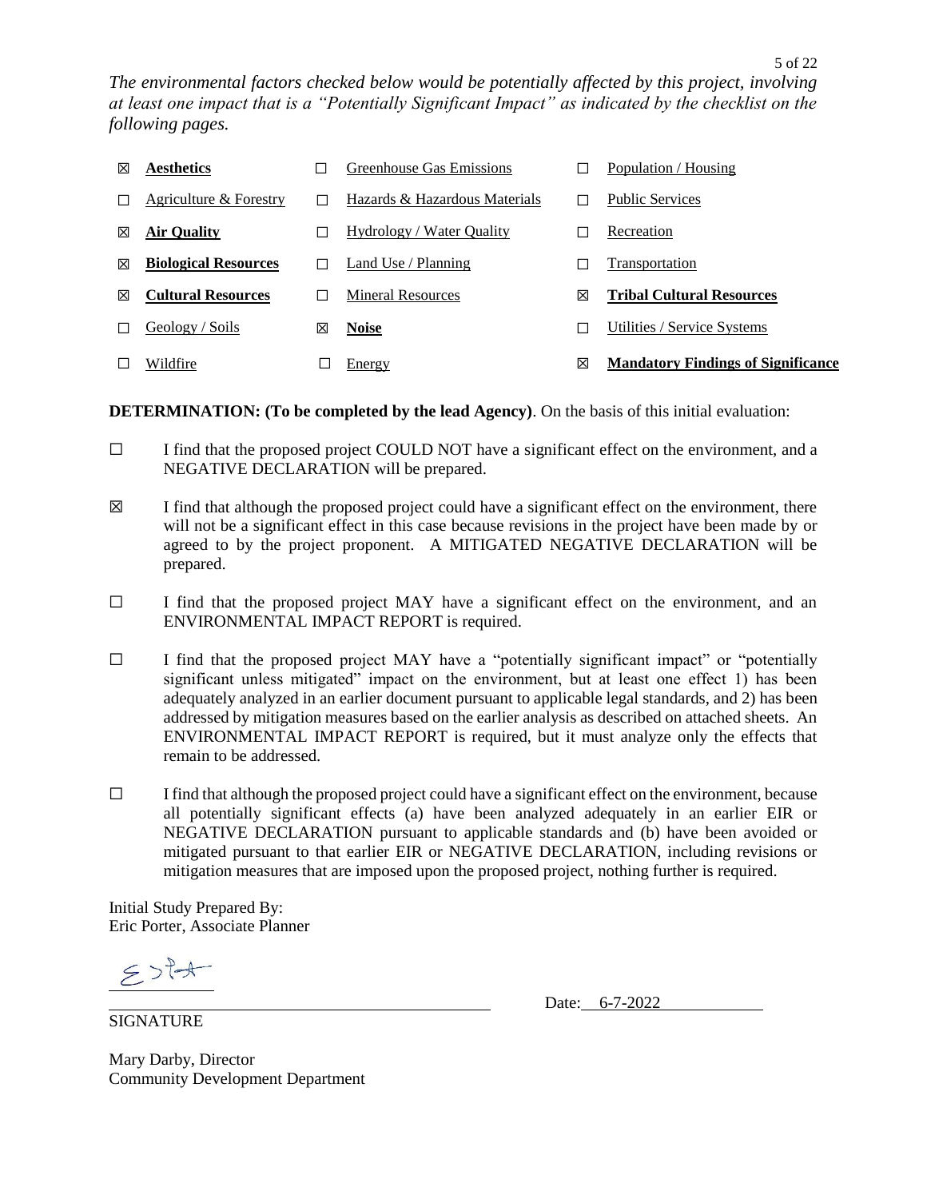*The environmental factors checked below would be potentially affected by this project, involving at least one impact that is a "Potentially Significant Impact" as indicated by the checklist on the following pages.*

| | | | | | |
|---|---|---|---|---|---|
| ☒ | **Aesthetics** | ☐ | Greenhouse Gas Emissions | ☐ | Population / Housing |
| ☐ | Agriculture & Forestry | ☐ | Hazards & Hazardous Materials | ☐ | Public Services |
| ☒ | **Air Quality** | ☐ | Hydrology / Water Quality | ☐ | Recreation |
| ☒ | **Biological Resources** | ☐ | Land Use / Planning | ☐ | Transportation |
| ☒ | **Cultural Resources** | ☐ | Mineral Resources | ☒ | **Tribal Cultural Resources** |
| ☐ | Geology / Soils | ☒ | **Noise** | ☐ | Utilities / Service Systems |
| ☐ | Wildfire | ☐ | Energy | ☒ | **Mandatory Findings of Significance** |

**DETERMINATION: (To be completed by the lead Agency)**. On the basis of this initial evaluation:

☐ I find that the proposed project COULD NOT have a significant effect on the environment, and a NEGATIVE DECLARATION will be prepared.

☒ I find that although the proposed project could have a significant effect on the environment, there will not be a significant effect in this case because revisions in the project have been made by or agreed to by the project proponent. A MITIGATED NEGATIVE DECLARATION will be prepared.

☐ I find that the proposed project MAY have a significant effect on the environment, and an ENVIRONMENTAL IMPACT REPORT is required.

☐ I find that the proposed project MAY have a "potentially significant impact" or "potentially significant unless mitigated" impact on the environment, but at least one effect 1) has been adequately analyzed in an earlier document pursuant to applicable legal standards, and 2) has been addressed by mitigation measures based on the earlier analysis as described on attached sheets. An ENVIRONMENTAL IMPACT REPORT is required, but it must analyze only the effects that remain to be addressed.

☐ I find that although the proposed project could have a significant effect on the environment, because all potentially significant effects (a) have been analyzed adequately in an earlier EIR or NEGATIVE DECLARATION pursuant to applicable standards and (b) have been avoided or mitigated pursuant to that earlier EIR or NEGATIVE DECLARATION, including revisions or mitigation measures that are imposed upon the proposed project, nothing further is required.

Initial Study Prepared By:
Eric Porter, Associate Planner

[Signature]

SIGNATURE

Date: 6-7-2022

Mary Darby, Director
Community Development Department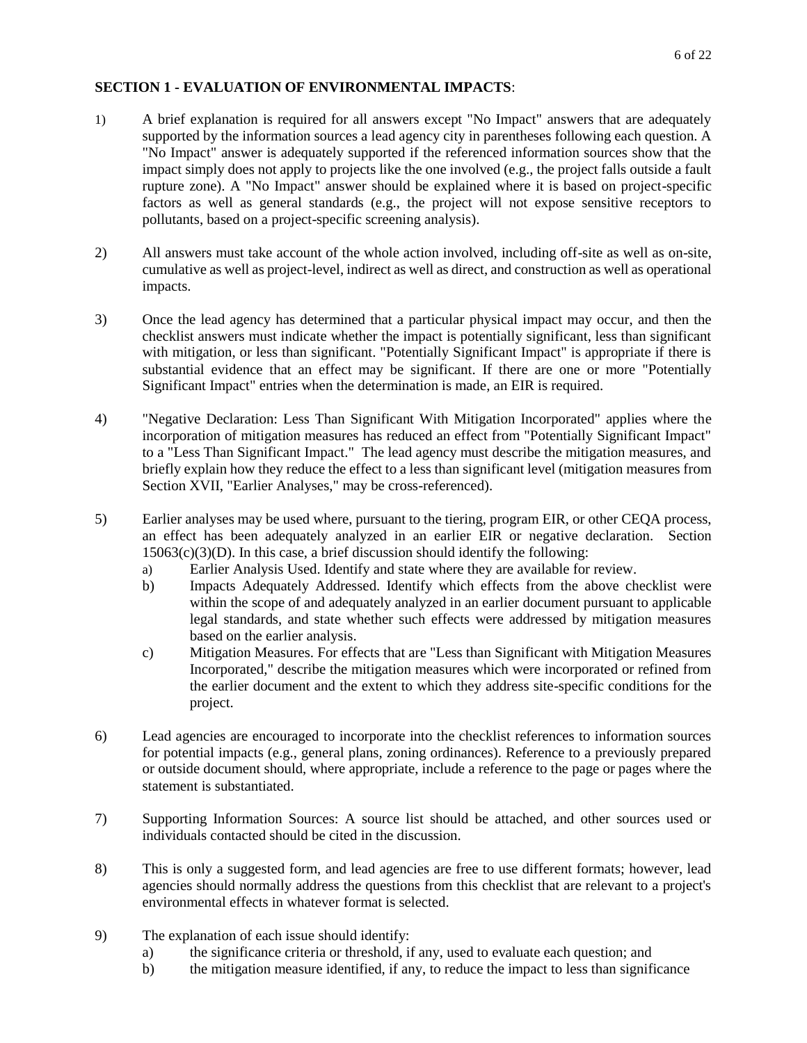**SECTION 1 - EVALUATION OF ENVIRONMENTAL IMPACTS**:

1) A brief explanation is required for all answers except "No Impact" answers that are adequately supported by the information sources a lead agency city in parentheses following each question. A "No Impact" answer is adequately supported if the referenced information sources show that the impact simply does not apply to projects like the one involved (e.g., the project falls outside a fault rupture zone). A "No Impact" answer should be explained where it is based on project-specific factors as well as general standards (e.g., the project will not expose sensitive receptors to pollutants, based on a project-specific screening analysis).

2) All answers must take account of the whole action involved, including off-site as well as on-site, cumulative as well as project-level, indirect as well as direct, and construction as well as operational impacts.

3) Once the lead agency has determined that a particular physical impact may occur, and then the checklist answers must indicate whether the impact is potentially significant, less than significant with mitigation, or less than significant. "Potentially Significant Impact" is appropriate if there is substantial evidence that an effect may be significant. If there are one or more "Potentially Significant Impact" entries when the determination is made, an EIR is required.

4) "Negative Declaration: Less Than Significant With Mitigation Incorporated" applies where the incorporation of mitigation measures has reduced an effect from "Potentially Significant Impact" to a "Less Than Significant Impact." The lead agency must describe the mitigation measures, and briefly explain how they reduce the effect to a less than significant level (mitigation measures from Section XVII, "Earlier Analyses," may be cross-referenced).

5) Earlier analyses may be used where, pursuant to the tiering, program EIR, or other CEQA process, an effect has been adequately analyzed in an earlier EIR or negative declaration. Section 15063(c)(3)(D). In this case, a brief discussion should identify the following:
   a) Earlier Analysis Used. Identify and state where they are available for review.
   b) Impacts Adequately Addressed. Identify which effects from the above checklist were within the scope of and adequately analyzed in an earlier document pursuant to applicable legal standards, and state whether such effects were addressed by mitigation measures based on the earlier analysis.
   c) Mitigation Measures. For effects that are "Less than Significant with Mitigation Measures Incorporated," describe the mitigation measures which were incorporated or refined from the earlier document and the extent to which they address site-specific conditions for the project.

6) Lead agencies are encouraged to incorporate into the checklist references to information sources for potential impacts (e.g., general plans, zoning ordinances). Reference to a previously prepared or outside document should, where appropriate, include a reference to the page or pages where the statement is substantiated.

7) Supporting Information Sources: A source list should be attached, and other sources used or individuals contacted should be cited in the discussion.

8) This is only a suggested form, and lead agencies are free to use different formats; however, lead agencies should normally address the questions from this checklist that are relevant to a project's environmental effects in whatever format is selected.

9) The explanation of each issue should identify:
   a) the significance criteria or threshold, if any, used to evaluate each question; and
   b) the mitigation measure identified, if any, to reduce the impact to less than significance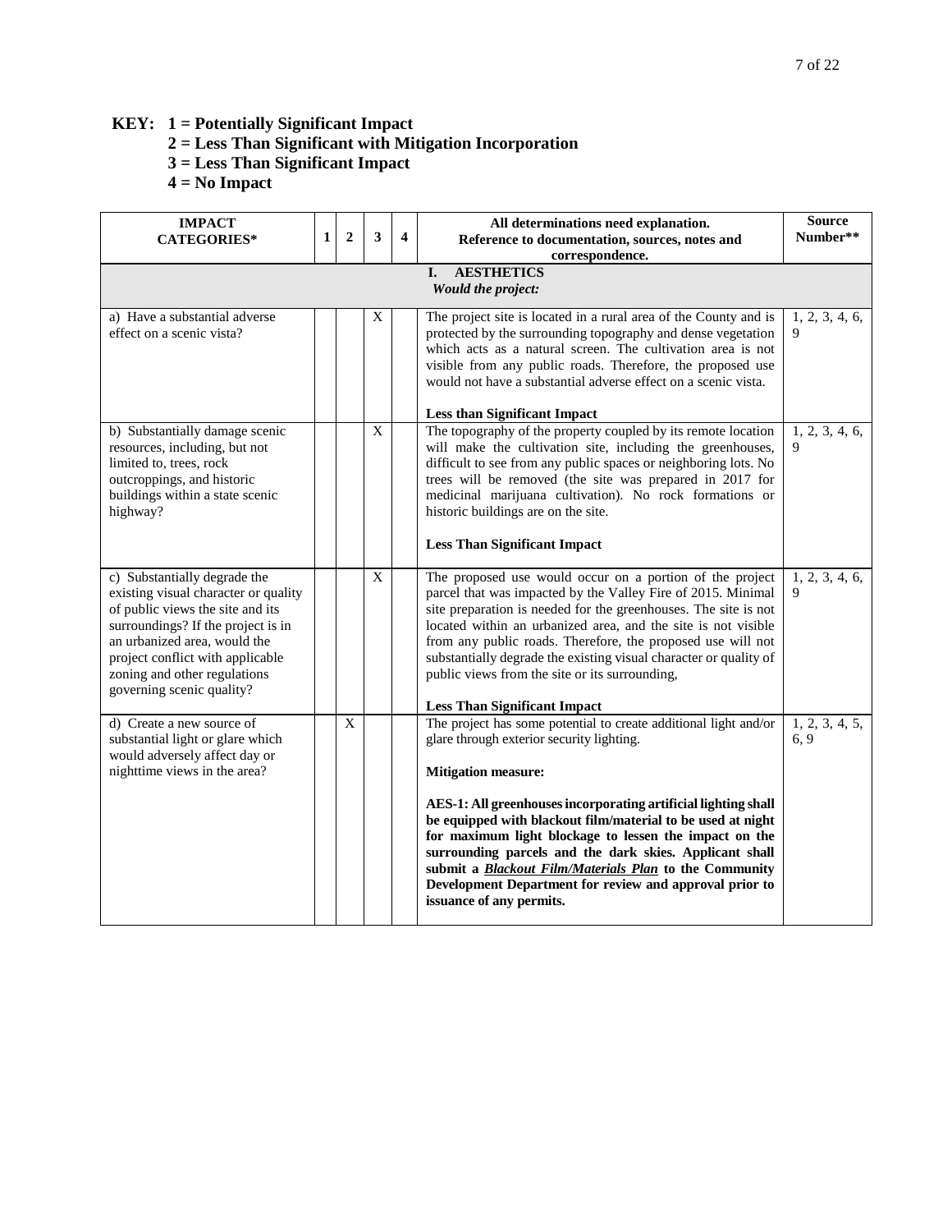**KEY: 1 = Potentially Significant Impact**
**2 = Less Than Significant with Mitigation Incorporation**
**3 = Less Than Significant Impact**
**4 = No Impact**

| IMPACT CATEGORIES* | 1 | 2 | 3 | 4 | All determinations need explanation. Reference to documentation, sources, notes and correspondence. | Source Number** |
|---|---|---|---|---|---|---|
| | | | | | **I. AESTHETICS** *Would the project:* | |
| a) Have a substantial adverse effect on a scenic vista? | | | X | | The project site is located in a rural area of the County and is protected by the surrounding topography and dense vegetation which acts as a natural screen. The cultivation area is not visible from any public roads. Therefore, the proposed use would not have a substantial adverse effect on a scenic vista.<br><br>**Less than Significant Impact** | 1, 2, 3, 4, 6, 9 |
| b) Substantially damage scenic resources, including, but not limited to, trees, rock outcroppings, and historic buildings within a state scenic highway? | | | X | | The topography of the property coupled by its remote location will make the cultivation site, including the greenhouses, difficult to see from any public spaces or neighboring lots. No trees will be removed (the site was prepared in 2017 for medicinal marijuana cultivation). No rock formations or historic buildings are on the site.<br><br>**Less Than Significant Impact** | 1, 2, 3, 4, 6, 9 |
| c) Substantially degrade the existing visual character or quality of public views the site and its surroundings? If the project is in an urbanized area, would the project conflict with applicable zoning and other regulations governing scenic quality? | | | X | | The proposed use would occur on a portion of the project parcel that was impacted by the Valley Fire of 2015. Minimal site preparation is needed for the greenhouses. The site is not located within an urbanized area, and the site is not visible from any public roads. Therefore, the proposed use will not substantially degrade the existing visual character or quality of public views from the site or its surrounding,<br><br>**Less Than Significant Impact** | 1, 2, 3, 4, 6, 9 |
| d) Create a new source of substantial light or glare which would adversely affect day or nighttime views in the area? | | X | | | The project has some potential to create additional light and/or glare through exterior security lighting.<br><br>**Mitigation measure:**<br><br>**AES-1: All greenhouses incorporating artificial lighting shall be equipped with blackout film/material to be used at night for maximum light blockage to lessen the impact on the surrounding parcels and the dark skies. Applicant shall submit a *Blackout Film/Materials Plan* to the Community Development Department for review and approval prior to issuance of any permits.** | 1, 2, 3, 4, 5, 6, 9 |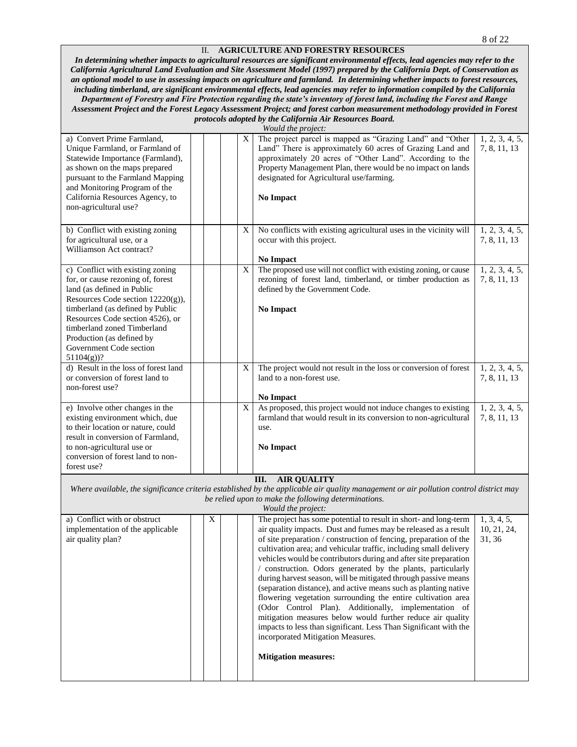## II. AGRICULTURE AND FORESTRY RESOURCES

***In determining whether impacts to agricultural resources are significant environmental effects, lead agencies may refer to the California Agricultural Land Evaluation and Site Assessment Model (1997) prepared by the California Dept. of Conservation as an optional model to use in assessing impacts on agriculture and farmland. In determining whether impacts to forest resources, including timberland, are significant environmental effects, lead agencies may refer to information compiled by the California Department of Forestry and Fire Protection regarding the state's inventory of forest land, including the Forest and Range Assessment Project and the Forest Legacy Assessment Project; and forest carbon measurement methodology provided in Forest protocols adopted by the California Air Resources Board.***

*Would the project:*

| | | | | | | |
|---|---|---|---|---|---|---|
| a) Convert Prime Farmland, Unique Farmland, or Farmland of Statewide Importance (Farmland), as shown on the maps prepared pursuant to the Farmland Mapping and Monitoring Program of the California Resources Agency, to non-agricultural use? | | | | X | The project parcel is mapped as "Grazing Land" and "Other Land" There is approximately 60 acres of Grazing Land and approximately 20 acres of "Other Land". According to the Property Management Plan, there would be no impact on lands designated for Agricultural use/farming.<br><br>**No Impact** | 1, 2, 3, 4, 5, 7, 8, 11, 13 |
| b) Conflict with existing zoning for agricultural use, or a Williamson Act contract? | | | | X | No conflicts with existing agricultural uses in the vicinity will occur with this project.<br><br>**No Impact** | 1, 2, 3, 4, 5, 7, 8, 11, 13 |
| c) Conflict with existing zoning for, or cause rezoning of, forest land (as defined in Public Resources Code section 12220(g)), timberland (as defined by Public Resources Code section 4526), or timberland zoned Timberland Production (as defined by Government Code section 51104(g))? | | | | X | The proposed use will not conflict with existing zoning, or cause rezoning of forest land, timberland, or timber production as defined by the Government Code.<br><br>**No Impact** | 1, 2, 3, 4, 5, 7, 8, 11, 13 |
| d) Result in the loss of forest land or conversion of forest land to non-forest use? | | | | X | The project would not result in the loss or conversion of forest land to a non-forest use.<br><br>**No Impact** | 1, 2, 3, 4, 5, 7, 8, 11, 13 |
| e) Involve other changes in the existing environment which, due to their location or nature, could result in conversion of Farmland, to non-agricultural use or conversion of forest land to non-forest use? | | | | X | As proposed, this project would not induce changes to existing farmland that would result in its conversion to non-agricultural use.<br><br>**No Impact** | 1, 2, 3, 4, 5, 7, 8, 11, 13 |

## III. AIR QUALITY

*Where available, the significance criteria established by the applicable air quality management or air pollution control district may be relied upon to make the following determinations.*

*Would the project:*

| | | | | | | |
|---|---|---|---|---|---|---|
| a) Conflict with or obstruct implementation of the applicable air quality plan? | | X | | | The project has some potential to result in short- and long-term air quality impacts. Dust and fumes may be released as a result of site preparation / construction of fencing, preparation of the cultivation area; and vehicular traffic, including small delivery vehicles would be contributors during and after site preparation / construction. Odors generated by the plants, particularly during harvest season, will be mitigated through passive means (separation distance), and active means such as planting native flowering vegetation surrounding the entire cultivation area (Odor Control Plan). Additionally, implementation of mitigation measures below would further reduce air quality impacts to less than significant. Less Than Significant with the incorporated Mitigation Measures.<br><br>**Mitigation measures:** | 1, 3, 4, 5, 10, 21, 24, 31, 36 |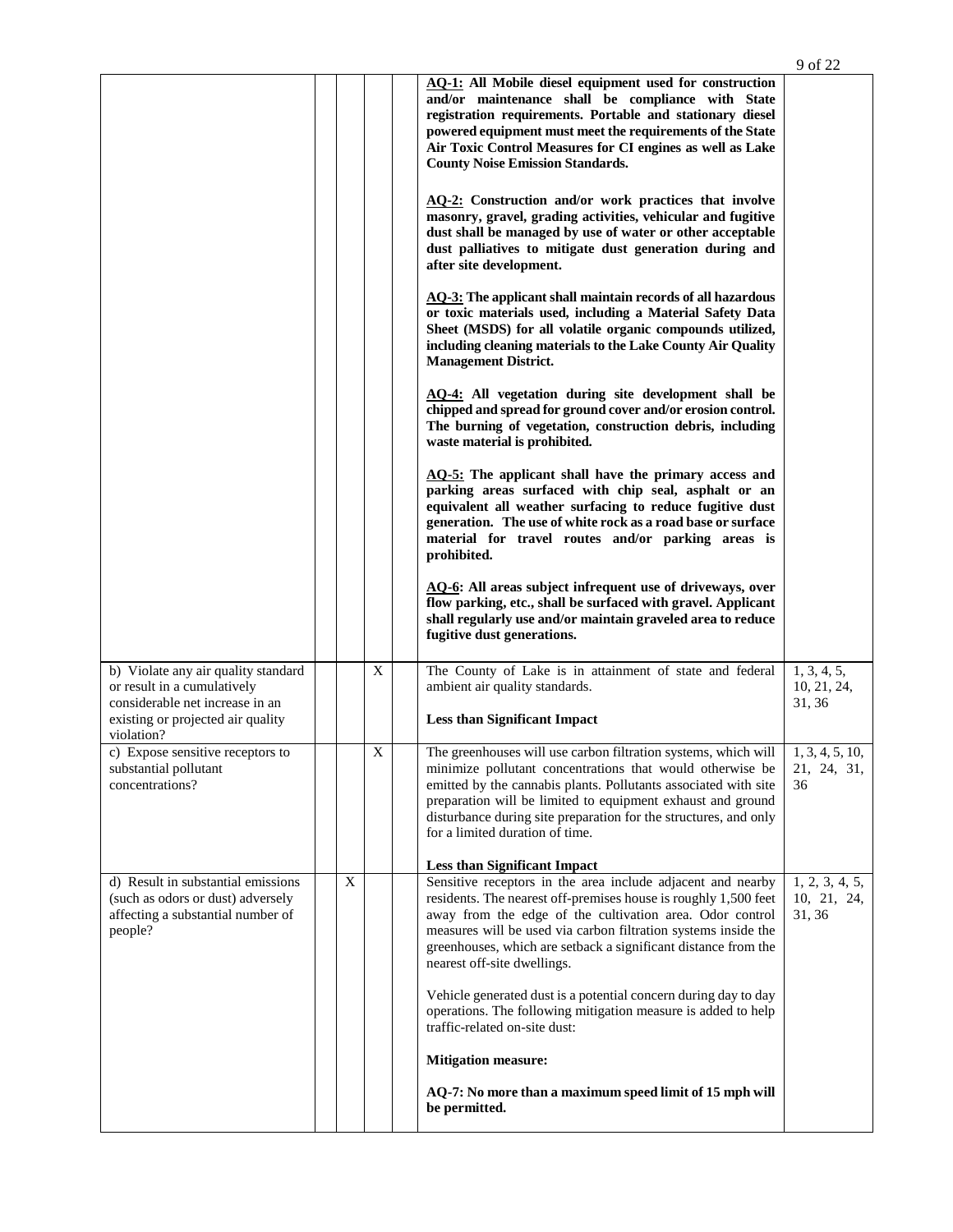| | | | | | | |
|---|---|---|---|---|---|---|
| | | | | | **AQ-1: All Mobile diesel equipment used for construction and/or maintenance shall be compliance with State registration requirements. Portable and stationary diesel powered equipment must meet the requirements of the State Air Toxic Control Measures for CI engines as well as Lake County Noise Emission Standards.**<br><br>**AQ-2: Construction and/or work practices that involve masonry, gravel, grading activities, vehicular and fugitive dust shall be managed by use of water or other acceptable dust palliatives to mitigate dust generation during and after site development.**<br><br>**AQ-3: The applicant shall maintain records of all hazardous or toxic materials used, including a Material Safety Data Sheet (MSDS) for all volatile organic compounds utilized, including cleaning materials to the Lake County Air Quality Management District.**<br><br>**AQ-4: All vegetation during site development shall be chipped and spread for ground cover and/or erosion control. The burning of vegetation, construction debris, including waste material is prohibited.**<br><br>**AQ-5: The applicant shall have the primary access and parking areas surfaced with chip seal, asphalt or an equivalent all weather surfacing to reduce fugitive dust generation. The use of white rock as a road base or surface material for travel routes and/or parking areas is prohibited.**<br><br>**AQ-6: All areas subject infrequent use of driveways, over flow parking, etc., shall be surfaced with gravel. Applicant shall regularly use and/or maintain graveled area to reduce fugitive dust generations.** | |
| b) Violate any air quality standard or result in a cumulatively considerable net increase in an existing or projected air quality violation? | | | X | | The County of Lake is in attainment of state and federal ambient air quality standards.<br><br>**Less than Significant Impact** | 1, 3, 4, 5, 10, 21, 24, 31, 36 |
| c) Expose sensitive receptors to substantial pollutant concentrations? | | | X | | The greenhouses will use carbon filtration systems, which will minimize pollutant concentrations that would otherwise be emitted by the cannabis plants. Pollutants associated with site preparation will be limited to equipment exhaust and ground disturbance during site preparation for the structures, and only for a limited duration of time.<br><br>**Less than Significant Impact** | 1, 3, 4, 5, 10, 21, 24, 31, 36 |
| d) Result in substantial emissions (such as odors or dust) adversely affecting a substantial number of people? | | X | | | Sensitive receptors in the area include adjacent and nearby residents. The nearest off-premises house is roughly 1,500 feet away from the edge of the cultivation area. Odor control measures will be used via carbon filtration systems inside the greenhouses, which are setback a significant distance from the nearest off-site dwellings.<br><br>Vehicle generated dust is a potential concern during day to day operations. The following mitigation measure is added to help traffic-related on-site dust:<br><br>**Mitigation measure:**<br><br>**AQ-7: No more than a maximum speed limit of 15 mph will be permitted.** | 1, 2, 3, 4, 5, 10, 21, 24, 31, 36 |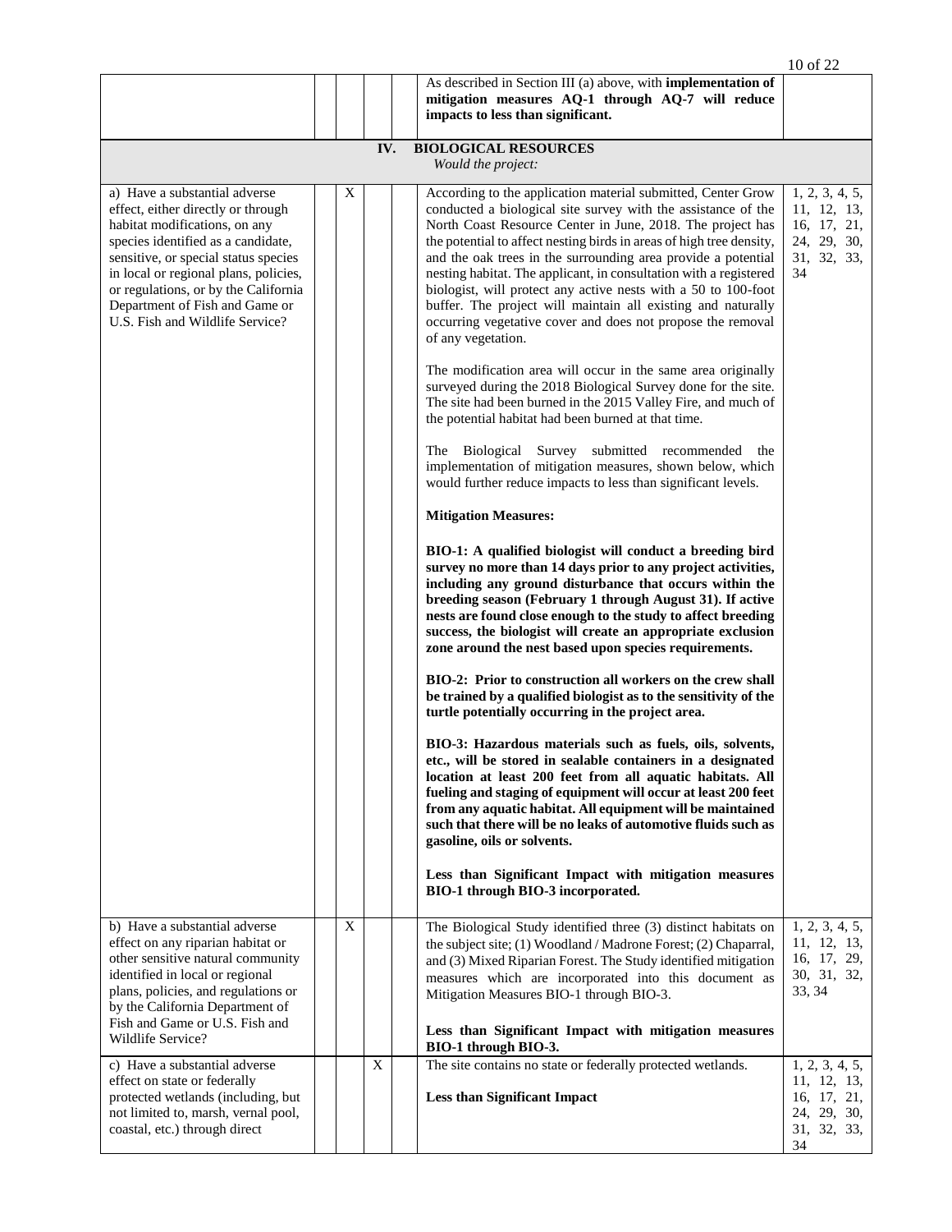| | | | | | | |
|---|---|---|---|---|---|---|
| | | | | | As described in Section III (a) above, with **implementation of mitigation measures AQ-1 through AQ-7 will reduce impacts to less than significant.** | |
| | | | **IV.** | | **BIOLOGICAL RESOURCES** *Would the project:* | |
| a) Have a substantial adverse effect, either directly or through habitat modifications, on any species identified as a candidate, sensitive, or special status species in local or regional plans, policies, or regulations, or by the California Department of Fish and Game or U.S. Fish and Wildlife Service? | | X | | | According to the application material submitted, Center Grow conducted a biological site survey with the assistance of the North Coast Resource Center in June, 2018. The project has the potential to affect nesting birds in areas of high tree density, and the oak trees in the surrounding area provide a potential nesting habitat. The applicant, in consultation with a registered biologist, will protect any active nests with a 50 to 100-foot buffer. The project will maintain all existing and naturally occurring vegetative cover and does not propose the removal of any vegetation.<br><br>The modification area will occur in the same area originally surveyed during the 2018 Biological Survey done for the site. The site had been burned in the 2015 Valley Fire, and much of the potential habitat had been burned at that time.<br><br>The Biological Survey submitted recommended the implementation of mitigation measures, shown below, which would further reduce impacts to less than significant levels.<br><br>**Mitigation Measures:**<br><br>**BIO-1: A qualified biologist will conduct a breeding bird survey no more than 14 days prior to any project activities, including any ground disturbance that occurs within the breeding season (February 1 through August 31). If active nests are found close enough to the study to affect breeding success, the biologist will create an appropriate exclusion zone around the nest based upon species requirements.**<br><br>**BIO-2: Prior to construction all workers on the crew shall be trained by a qualified biologist as to the sensitivity of the turtle potentially occurring in the project area.**<br><br>**BIO-3: Hazardous materials such as fuels, oils, solvents, etc., will be stored in sealable containers in a designated location at least 200 feet from all aquatic habitats. All fueling and staging of equipment will occur at least 200 feet from any aquatic habitat. All equipment will be maintained such that there will be no leaks of automotive fluids such as gasoline, oils or solvents.**<br><br>**Less than Significant Impact with mitigation measures BIO-1 through BIO-3 incorporated.** | 1, 2, 3, 4, 5, 11, 12, 13, 16, 17, 21, 24, 29, 30, 31, 32, 33, 34 |
| b) Have a substantial adverse effect on any riparian habitat or other sensitive natural community identified in local or regional plans, policies, and regulations or by the California Department of Fish and Game or U.S. Fish and Wildlife Service? | | X | | | The Biological Study identified three (3) distinct habitats on the subject site; (1) Woodland / Madrone Forest; (2) Chaparral, and (3) Mixed Riparian Forest. The Study identified mitigation measures which are incorporated into this document as Mitigation Measures BIO-1 through BIO-3.<br><br>**Less than Significant Impact with mitigation measures BIO-1 through BIO-3.** | 1, 2, 3, 4, 5, 11, 12, 13, 16, 17, 29, 30, 31, 32, 33, 34 |
| c) Have a substantial adverse effect on state or federally protected wetlands (including, but not limited to, marsh, vernal pool, coastal, etc.) through direct | | | X | | The site contains no state or federally protected wetlands.<br><br>**Less than Significant Impact** | 1, 2, 3, 4, 5, 11, 12, 13, 16, 17, 21, 24, 29, 30, 31, 32, 33, 34 |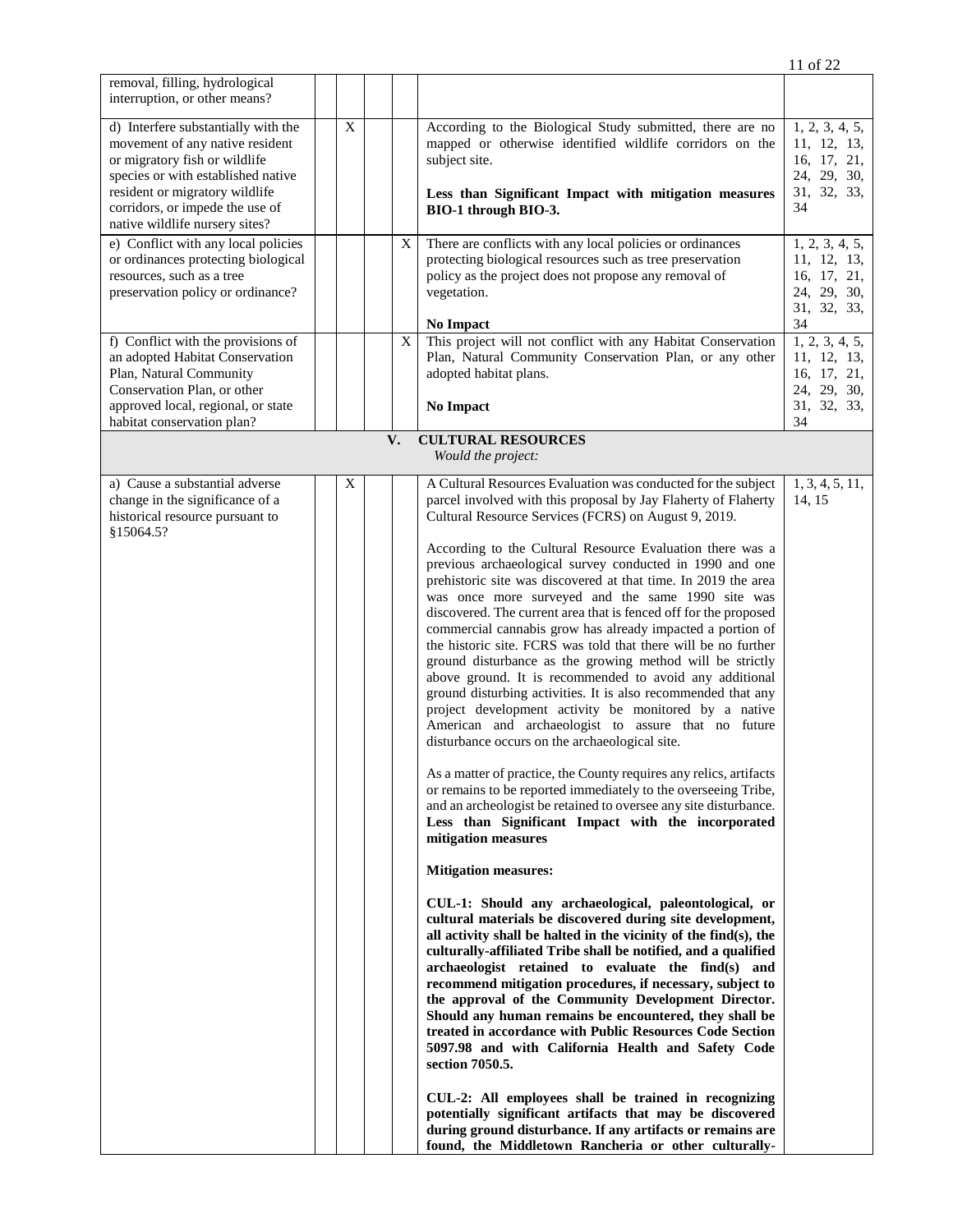| | | | | | | |
|---|---|---|---|---|---|---|
| removal, filling, hydrological interruption, or other means? | | | | | | |
| d) Interfere substantially with the movement of any native resident or migratory fish or wildlife species or with established native resident or migratory wildlife corridors, or impede the use of native wildlife nursery sites? | | X | | | According to the Biological Study submitted, there are no mapped or otherwise identified wildlife corridors on the subject site.<br><br>**Less than Significant Impact with mitigation measures BIO-1 through BIO-3.** | 1, 2, 3, 4, 5, 11, 12, 13, 16, 17, 21, 24, 29, 30, 31, 32, 33, 34 |
| e) Conflict with any local policies or ordinances protecting biological resources, such as a tree preservation policy or ordinance? | | | | X | There are conflicts with any local policies or ordinances protecting biological resources such as tree preservation policy as the project does not propose any removal of vegetation.<br><br>**No Impact** | 1, 2, 3, 4, 5, 11, 12, 13, 16, 17, 21, 24, 29, 30, 31, 32, 33, 34 |
| f) Conflict with the provisions of an adopted Habitat Conservation Plan, Natural Community Conservation Plan, or other approved local, regional, or state habitat conservation plan? | | | | X | This project will not conflict with any Habitat Conservation Plan, Natural Community Conservation Plan, or any other adopted habitat plans.<br><br>**No Impact** | 1, 2, 3, 4, 5, 11, 12, 13, 16, 17, 21, 24, 29, 30, 31, 32, 33, 34 |
| **V. CULTURAL RESOURCES**<br>*Would the project:* | | | | | | |
| a) Cause a substantial adverse change in the significance of a historical resource pursuant to §15064.5? | | X | | | A Cultural Resources Evaluation was conducted for the subject parcel involved with this proposal by Jay Flaherty of Flaherty Cultural Resource Services (FCRS) on August 9, 2019.<br><br>According to the Cultural Resource Evaluation there was a previous archaeological survey conducted in 1990 and one prehistoric site was discovered at that time. In 2019 the area was once more surveyed and the same 1990 site was discovered. The current area that is fenced off for the proposed commercial cannabis grow has already impacted a portion of the historic site. FCRS was told that there will be no further ground disturbance as the growing method will be strictly above ground. It is recommended to avoid any additional ground disturbing activities. It is also recommended that any project development activity be monitored by a native American and archaeologist to assure that no future disturbance occurs on the archaeological site.<br><br>As a matter of practice, the County requires any relics, artifacts or remains to be reported immediately to the overseeing Tribe, and an archeologist be retained to oversee any site disturbance. **Less than Significant Impact with the incorporated mitigation measures**<br><br>**Mitigation measures:**<br><br>**CUL-1: Should any archaeological, paleontological, or cultural materials be discovered during site development, all activity shall be halted in the vicinity of the find(s), the culturally-affiliated Tribe shall be notified, and a qualified archaeologist retained to evaluate the find(s) and recommend mitigation procedures, if necessary, subject to the approval of the Community Development Director. Should any human remains be encountered, they shall be treated in accordance with Public Resources Code Section 5097.98 and with California Health and Safety Code section 7050.5.**<br><br>**CUL-2: All employees shall be trained in recognizing potentially significant artifacts that may be discovered during ground disturbance. If any artifacts or remains are found, the Middletown Rancheria or other culturally-** | 1, 3, 4, 5, 11, 14, 15 |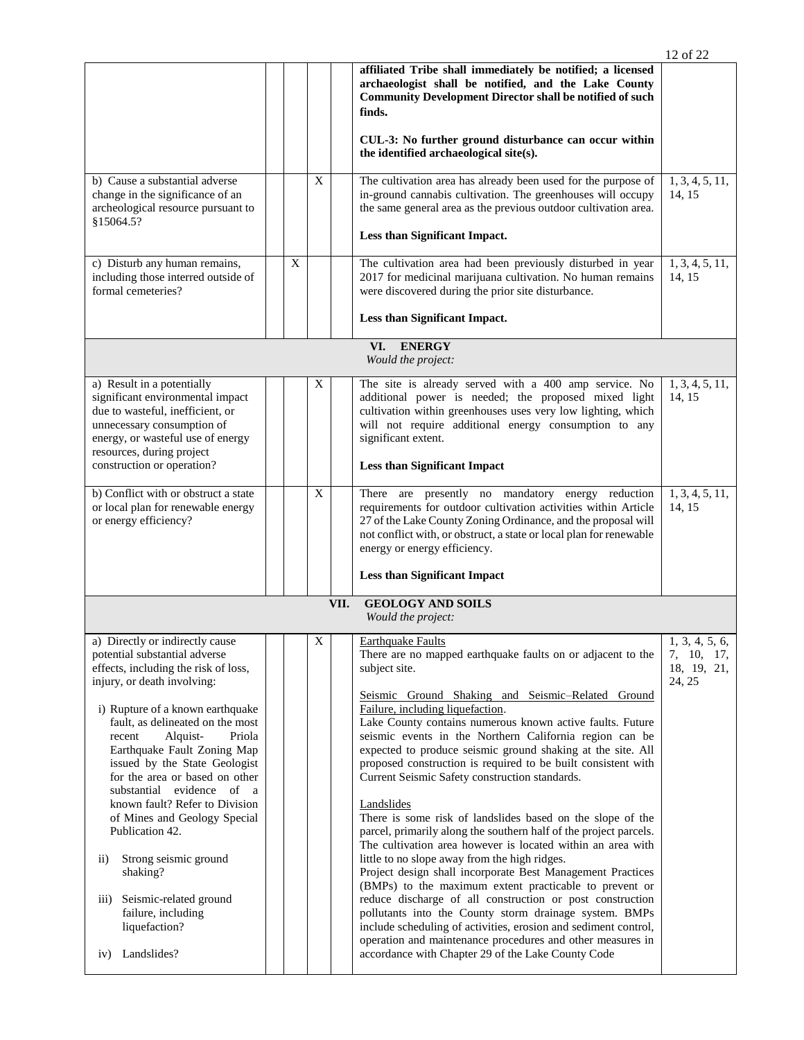| | | | | | | |
|---|---|---|---|---|---|---|
| | | | | | **affiliated Tribe shall immediately be notified; a licensed archaeologist shall be notified, and the Lake County Community Development Director shall be notified of such finds.**<br><br>**CUL-3: No further ground disturbance can occur within the identified archaeological site(s).** | |
| b) Cause a substantial adverse change in the significance of an archeological resource pursuant to §15064.5? | | | X | | The cultivation area has already been used for the purpose of in-ground cannabis cultivation. The greenhouses will occupy the same general area as the previous outdoor cultivation area.<br><br>**Less than Significant Impact.** | 1, 3, 4, 5, 11, 14, 15 |
| c) Disturb any human remains, including those interred outside of formal cemeteries? | | X | | | The cultivation area had been previously disturbed in year 2017 for medicinal marijuana cultivation. No human remains were discovered during the prior site disturbance.<br><br>**Less than Significant Impact.** | 1, 3, 4, 5, 11, 14, 15 |
| **VI. ENERGY**<br>*Would the project:* | | | | | | |
| a) Result in a potentially significant environmental impact due to wasteful, inefficient, or unnecessary consumption of energy, or wasteful use of energy resources, during project construction or operation? | | | X | | The site is already served with a 400 amp service. No additional power is needed; the proposed mixed light cultivation within greenhouses uses very low lighting, which will not require additional energy consumption to any significant extent.<br><br>**Less than Significant Impact** | 1, 3, 4, 5, 11, 14, 15 |
| b) Conflict with or obstruct a state or local plan for renewable energy or energy efficiency? | | | X | | There are presently no mandatory energy reduction requirements for outdoor cultivation activities within Article 27 of the Lake County Zoning Ordinance, and the proposal will not conflict with, or obstruct, a state or local plan for renewable energy or energy efficiency.<br><br>**Less than Significant Impact** | 1, 3, 4, 5, 11, 14, 15 |
| **VII. GEOLOGY AND SOILS**<br>*Would the project:* | | | | | | |
| a) Directly or indirectly cause potential substantial adverse effects, including the risk of loss, injury, or death involving:<br><br>i) Rupture of a known earthquake fault, as delineated on the most recent Alquist- Priola Earthquake Fault Zoning Map issued by the State Geologist for the area or based on other substantial evidence of a known fault? Refer to Division of Mines and Geology Special Publication 42.<br><br>ii) Strong seismic ground shaking?<br><br>iii) Seismic-related ground failure, including liquefaction?<br><br>iv) Landslides? | | | X | | Earthquake Faults<br>There are no mapped earthquake faults on or adjacent to the subject site.<br><br>Seismic Ground Shaking and Seismic–Related Ground Failure, including liquefaction.<br>Lake County contains numerous known active faults. Future seismic events in the Northern California region can be expected to produce seismic ground shaking at the site. All proposed construction is required to be built consistent with Current Seismic Safety construction standards.<br><br>Landslides<br>There is some risk of landslides based on the slope of the parcel, primarily along the southern half of the project parcels. The cultivation area however is located within an area with little to no slope away from the high ridges.<br>Project design shall incorporate Best Management Practices (BMPs) to the maximum extent practicable to prevent or reduce discharge of all construction or post construction pollutants into the County storm drainage system. BMPs include scheduling of activities, erosion and sediment control, operation and maintenance procedures and other measures in accordance with Chapter 29 of the Lake County Code | 1, 3, 4, 5, 6, 7, 10, 17, 18, 19, 21, 24, 25 |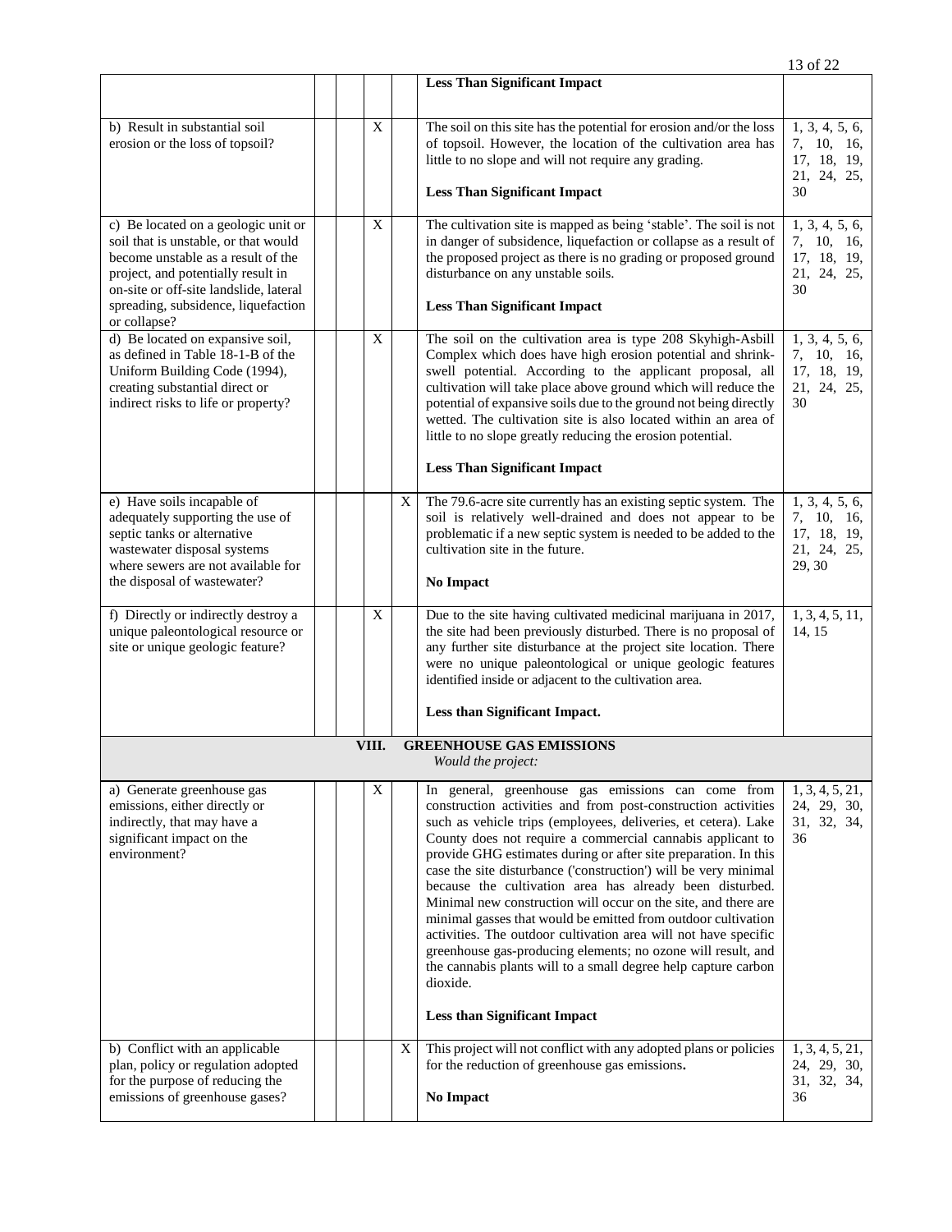| | | | | | | |
|---|---|---|---|---|---|---|
| | | | | | **Less Than Significant Impact** | |
| b) Result in substantial soil erosion or the loss of topsoil? | | | X | | The soil on this site has the potential for erosion and/or the loss of topsoil. However, the location of the cultivation area has little to no slope and will not require any grading.<br><br>**Less Than Significant Impact** | 1, 3, 4, 5, 6, 7, 10, 16, 17, 18, 19, 21, 24, 25, 30 |
| c) Be located on a geologic unit or soil that is unstable, or that would become unstable as a result of the project, and potentially result in on-site or off-site landslide, lateral spreading, subsidence, liquefaction or collapse? | | | X | | The cultivation site is mapped as being 'stable'. The soil is not in danger of subsidence, liquefaction or collapse as a result of the proposed project as there is no grading or proposed ground disturbance on any unstable soils.<br><br>**Less Than Significant Impact** | 1, 3, 4, 5, 6, 7, 10, 16, 17, 18, 19, 21, 24, 25, 30 |
| d) Be located on expansive soil, as defined in Table 18-1-B of the Uniform Building Code (1994), creating substantial direct or indirect risks to life or property? | | | X | | The soil on the cultivation area is type 208 Skyhigh-Asbill Complex which does have high erosion potential and shrink-swell potential. According to the applicant proposal, all cultivation will take place above ground which will reduce the potential of expansive soils due to the ground not being directly wetted. The cultivation site is also located within an area of little to no slope greatly reducing the erosion potential.<br><br>**Less Than Significant Impact** | 1, 3, 4, 5, 6, 7, 10, 16, 17, 18, 19, 21, 24, 25, 30 |
| e) Have soils incapable of adequately supporting the use of septic tanks or alternative wastewater disposal systems where sewers are not available for the disposal of wastewater? | | | | X | The 79.6-acre site currently has an existing septic system. The soil is relatively well-drained and does not appear to be problematic if a new septic system is needed to be added to the cultivation site in the future.<br><br>**No Impact** | 1, 3, 4, 5, 6, 7, 10, 16, 17, 18, 19, 21, 24, 25, 29, 30 |
| f) Directly or indirectly destroy a unique paleontological resource or site or unique geologic feature? | | | X | | Due to the site having cultivated medicinal marijuana in 2017, the site had been previously disturbed. There is no proposal of any further site disturbance at the project site location. There were no unique paleontological or unique geologic features identified inside or adjacent to the cultivation area.<br><br>**Less than Significant Impact.** | 1, 3, 4, 5, 11, 14, 15 |
| | | | **VIII.** | | **GREENHOUSE GAS EMISSIONS**<br>*Would the project:* | |
| a) Generate greenhouse gas emissions, either directly or indirectly, that may have a significant impact on the environment? | | | X | | In general, greenhouse gas emissions can come from construction activities and from post-construction activities such as vehicle trips (employees, deliveries, et cetera). Lake County does not require a commercial cannabis applicant to provide GHG estimates during or after site preparation. In this case the site disturbance ('construction') will be very minimal because the cultivation area has already been disturbed. Minimal new construction will occur on the site, and there are minimal gasses that would be emitted from outdoor cultivation activities. The outdoor cultivation area will not have specific greenhouse gas-producing elements; no ozone will result, and the cannabis plants will to a small degree help capture carbon dioxide.<br><br>**Less than Significant Impact** | 1, 3, 4, 5, 21, 24, 29, 30, 31, 32, 34, 36 |
| b) Conflict with an applicable plan, policy or regulation adopted for the purpose of reducing the emissions of greenhouse gases? | | | | X | This project will not conflict with any adopted plans or policies for the reduction of greenhouse gas emissions.<br><br>**No Impact** | 1, 3, 4, 5, 21, 24, 29, 30, 31, 32, 34, 36 |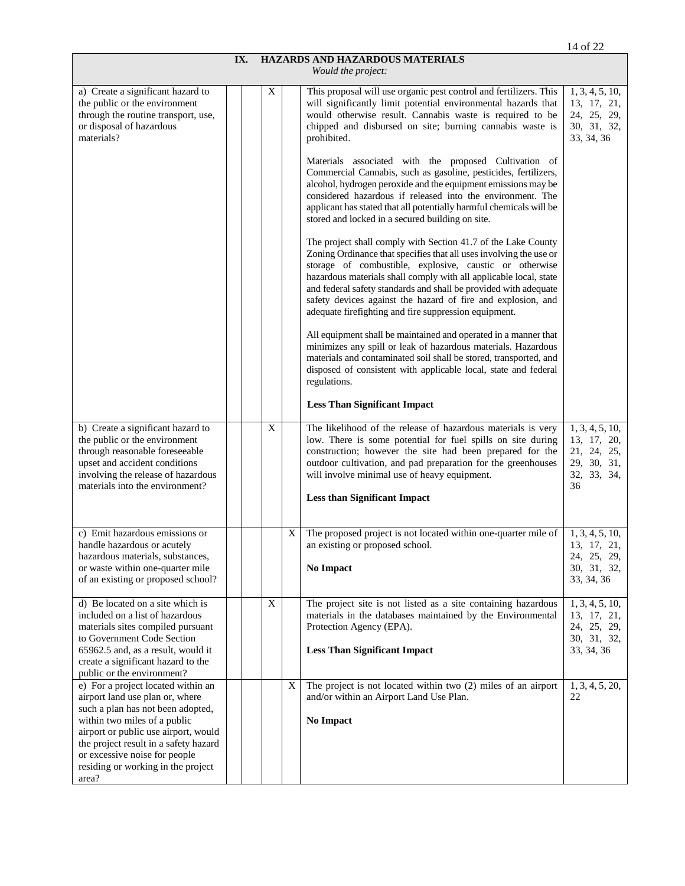| IX. HAZARDS AND HAZARDOUS MATERIALS *Would the project:* | | | | | | |
|---|---|---|---|---|---|---|
| a) Create a significant hazard to the public or the environment through the routine transport, use, or disposal of hazardous materials? | | | X | | This proposal will use organic pest control and fertilizers. This will significantly limit potential environmental hazards that would otherwise result. Cannabis waste is required to be chipped and disbursed on site; burning cannabis waste is prohibited.<br><br>Materials associated with the proposed Cultivation of Commercial Cannabis, such as gasoline, pesticides, fertilizers, alcohol, hydrogen peroxide and the equipment emissions may be considered hazardous if released into the environment. The applicant has stated that all potentially harmful chemicals will be stored and locked in a secured building on site.<br><br>The project shall comply with Section 41.7 of the Lake County Zoning Ordinance that specifies that all uses involving the use or storage of combustible, explosive, caustic or otherwise hazardous materials shall comply with all applicable local, state and federal safety standards and shall be provided with adequate safety devices against the hazard of fire and explosion, and adequate firefighting and fire suppression equipment.<br><br>All equipment shall be maintained and operated in a manner that minimizes any spill or leak of hazardous materials. Hazardous materials and contaminated soil shall be stored, transported, and disposed of consistent with applicable local, state and federal regulations.<br><br>**Less Than Significant Impact** | 1, 3, 4, 5, 10, 13, 17, 21, 24, 25, 29, 30, 31, 32, 33, 34, 36 |
| b) Create a significant hazard to the public or the environment through reasonable foreseeable upset and accident conditions involving the release of hazardous materials into the environment? | | | X | | The likelihood of the release of hazardous materials is very low. There is some potential for fuel spills on site during construction; however the site had been prepared for the outdoor cultivation, and pad preparation for the greenhouses will involve minimal use of heavy equipment.<br><br>**Less than Significant Impact** | 1, 3, 4, 5, 10, 13, 17, 20, 21, 24, 25, 29, 30, 31, 32, 33, 34, 36 |
| c) Emit hazardous emissions or handle hazardous or acutely hazardous materials, substances, or waste within one-quarter mile of an existing or proposed school? | | | | X | The proposed project is not located within one-quarter mile of an existing or proposed school.<br><br>**No Impact** | 1, 3, 4, 5, 10, 13, 17, 21, 24, 25, 29, 30, 31, 32, 33, 34, 36 |
| d) Be located on a site which is included on a list of hazardous materials sites compiled pursuant to Government Code Section 65962.5 and, as a result, would it create a significant hazard to the public or the environment? | | | X | | The project site is not listed as a site containing hazardous materials in the databases maintained by the Environmental Protection Agency (EPA).<br><br>**Less Than Significant Impact** | 1, 3, 4, 5, 10, 13, 17, 21, 24, 25, 29, 30, 31, 32, 33, 34, 36 |
| e) For a project located within an airport land use plan or, where such a plan has not been adopted, within two miles of a public airport or public use airport, would the project result in a safety hazard or excessive noise for people residing or working in the project area? | | | | X | The project is not located within two (2) miles of an airport and/or within an Airport Land Use Plan.<br><br>**No Impact** | 1, 3, 4, 5, 20, 22 |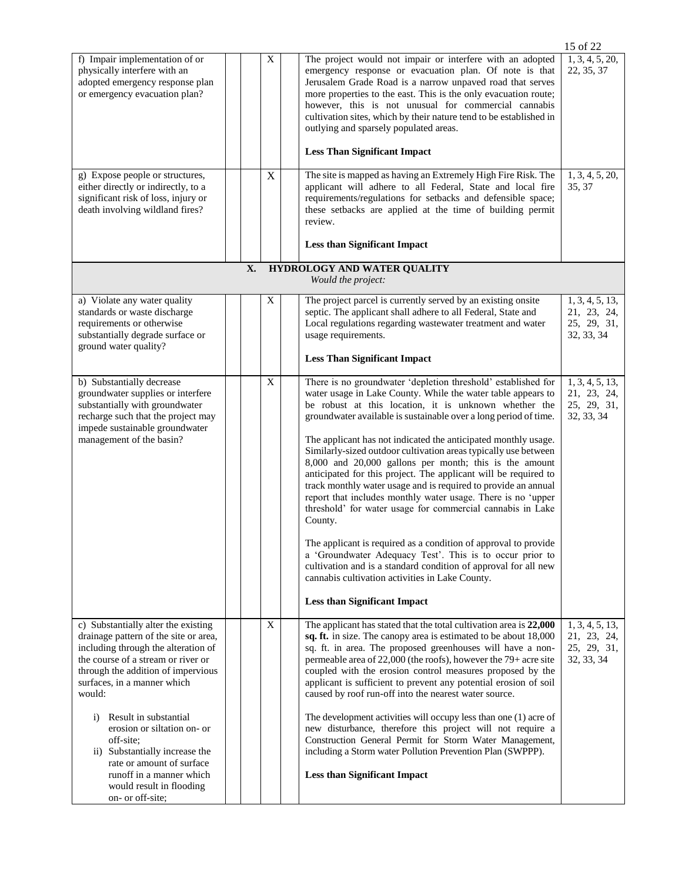| Question | Potentially Significant Impact | Less Than Significant with Mitigation | Less Than Significant Impact | No Impact | Discussion | Sources |
|---|---|---|---|---|---|---|
| f) Impair implementation of or physically interfere with an adopted emergency response plan or emergency evacuation plan? | | | X | | The project would not impair or interfere with an adopted emergency response or evacuation plan. Of note is that Jerusalem Grade Road is a narrow unpaved road that serves more properties to the east. This is the only evacuation route; however, this is not unusual for commercial cannabis cultivation sites, which by their nature tend to be established in outlying and sparsely populated areas.<br><br>**Less Than Significant Impact** | 1, 3, 4, 5, 20, 22, 35, 37 |
| g) Expose people or structures, either directly or indirectly, to a significant risk of loss, injury or death involving wildland fires? | | | X | | The site is mapped as having an Extremely High Fire Risk. The applicant will adhere to all Federal, State and local fire requirements/regulations for setbacks and defensible space; these setbacks are applied at the time of building permit review.<br><br>**Less than Significant Impact** | 1, 3, 4, 5, 20, 35, 37 |
| **X. HYDROLOGY AND WATER QUALITY** *Would the project:* | | | | | | |
| a) Violate any water quality standards or waste discharge requirements or otherwise substantially degrade surface or ground water quality? | | | X | | The project parcel is currently served by an existing onsite septic. The applicant shall adhere to all Federal, State and Local regulations regarding wastewater treatment and water usage requirements.<br><br>**Less Than Significant Impact** | 1, 3, 4, 5, 13, 21, 23, 24, 25, 29, 31, 32, 33, 34 |
| b) Substantially decrease groundwater supplies or interfere substantially with groundwater recharge such that the project may impede sustainable groundwater management of the basin? | | | X | | There is no groundwater 'depletion threshold' established for water usage in Lake County. While the water table appears to be robust at this location, it is unknown whether the groundwater available is sustainable over a long period of time.<br><br>The applicant has not indicated the anticipated monthly usage. Similarly-sized outdoor cultivation areas typically use between 8,000 and 20,000 gallons per month; this is the amount anticipated for this project. The applicant will be required to track monthly water usage and is required to provide an annual report that includes monthly water usage. There is no 'upper threshold' for water usage for commercial cannabis in Lake County.<br><br>The applicant is required as a condition of approval to provide a 'Groundwater Adequacy Test'. This is to occur prior to cultivation and is a standard condition of approval for all new cannabis cultivation activities in Lake County.<br><br>**Less than Significant Impact** | 1, 3, 4, 5, 13, 21, 23, 24, 25, 29, 31, 32, 33, 34 |
| c) Substantially alter the existing drainage pattern of the site or area, including through the alteration of the course of a stream or river or through the addition of impervious surfaces, in a manner which would:<br><br>i) Result in substantial erosion or siltation on- or off-site;<br>ii) Substantially increase the rate or amount of surface runoff in a manner which would result in flooding on- or off-site; | | | X | | The applicant has stated that the total cultivation area is **22,000 sq. ft.** in size. The canopy area is estimated to be about 18,000 sq. ft. in area. The proposed greenhouses will have a non-permeable area of 22,000 (the roofs), however the 79+ acre site coupled with the erosion control measures proposed by the applicant is sufficient to prevent any potential erosion of soil caused by roof run-off into the nearest water source.<br><br>The development activities will occupy less than one (1) acre of new disturbance, therefore this project will not require a Construction General Permit for Storm Water Management, including a Storm water Pollution Prevention Plan (SWPPP).<br><br>**Less than Significant Impact** | 1, 3, 4, 5, 13, 21, 23, 24, 25, 29, 31, 32, 33, 34 |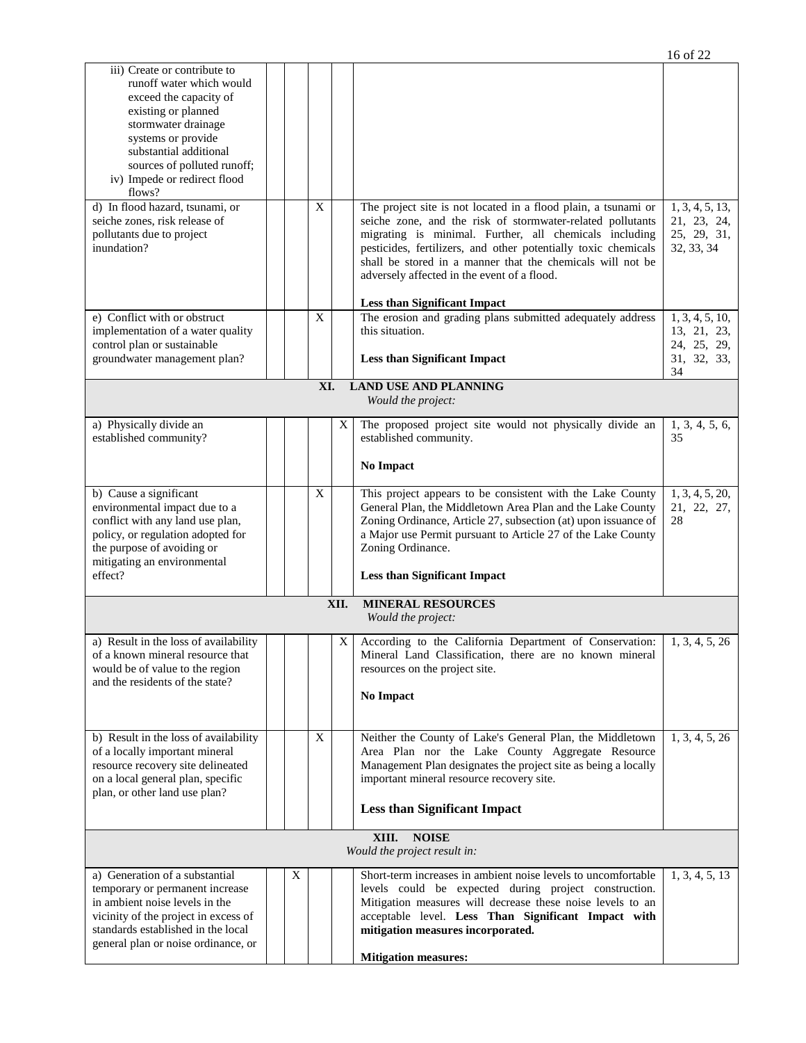| | | | | | | |
|---|---|---|---|---|---|---|
| iii) Create or contribute to runoff water which would exceed the capacity of existing or planned stormwater drainage systems or provide substantial additional sources of polluted runoff;<br>iv) Impede or redirect flood flows? | | | | | | |
| d) In flood hazard, tsunami, or seiche zones, risk release of pollutants due to project inundation? | | | X | | The project site is not located in a flood plain, a tsunami or seiche zone, and the risk of stormwater-related pollutants migrating is minimal. Further, all chemicals including pesticides, fertilizers, and other potentially toxic chemicals shall be stored in a manner that the chemicals will not be adversely affected in the event of a flood.<br><br>**Less than Significant Impact** | 1, 3, 4, 5, 13, 21, 23, 24, 25, 29, 31, 32, 33, 34 |
| e) Conflict with or obstruct implementation of a water quality control plan or sustainable groundwater management plan? | | | X | | The erosion and grading plans submitted adequately address this situation.<br><br>**Less than Significant Impact** | 1, 3, 4, 5, 10, 13, 21, 23, 24, 25, 29, 31, 32, 33, 34 |
| | | | | | **XI. LAND USE AND PLANNING**<br>*Would the project:* | |
| a) Physically divide an established community? | | | | X | The proposed project site would not physically divide an established community.<br><br>**No Impact** | 1, 3, 4, 5, 6, 35 |
| b) Cause a significant environmental impact due to a conflict with any land use plan, policy, or regulation adopted for the purpose of avoiding or mitigating an environmental effect? | | | X | | This project appears to be consistent with the Lake County General Plan, the Middletown Area Plan and the Lake County Zoning Ordinance, Article 27, subsection (at) upon issuance of a Major use Permit pursuant to Article 27 of the Lake County Zoning Ordinance.<br><br>**Less than Significant Impact** | 1, 3, 4, 5, 20, 21, 22, 27, 28 |
| | | | | | **XII. MINERAL RESOURCES**<br>*Would the project:* | |
| a) Result in the loss of availability of a known mineral resource that would be of value to the region and the residents of the state? | | | | X | According to the California Department of Conservation: Mineral Land Classification, there are no known mineral resources on the project site.<br><br>**No Impact** | 1, 3, 4, 5, 26 |
| b) Result in the loss of availability of a locally important mineral resource recovery site delineated on a local general plan, specific plan, or other land use plan? | | | X | | Neither the County of Lake's General Plan, the Middletown Area Plan nor the Lake County Aggregate Resource Management Plan designates the project site as being a locally important mineral resource recovery site.<br><br>**Less than Significant Impact** | 1, 3, 4, 5, 26 |
| | | | | | **XIII. NOISE**<br>*Would the project result in:* | |
| a) Generation of a substantial temporary or permanent increase in ambient noise levels in the vicinity of the project in excess of standards established in the local general plan or noise ordinance, or | | X | | | Short-term increases in ambient noise levels to uncomfortable levels could be expected during project construction. Mitigation measures will decrease these noise levels to an acceptable level. **Less Than Significant Impact with mitigation measures incorporated.**<br><br>**Mitigation measures:** | 1, 3, 4, 5, 13 |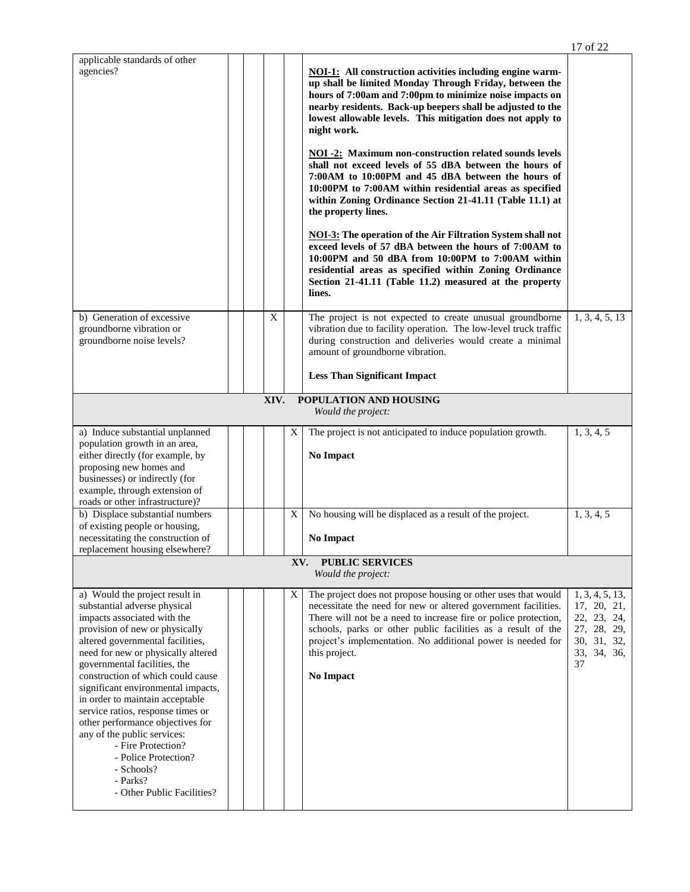| | | | | | | |
|---|---|---|---|---|---|---|
| applicable standards of other agencies? | | | | | **NOI-1: All construction activities including engine warm-up shall be limited Monday Through Friday, between the hours of 7:00am and 7:00pm to minimize noise impacts on nearby residents. Back-up beepers shall be adjusted to the lowest allowable levels. This mitigation does not apply to night work.**<br><br>**NOI -2: Maximum non-construction related sounds levels shall not exceed levels of 55 dBA between the hours of 7:00AM to 10:00PM and 45 dBA between the hours of 10:00PM to 7:00AM within residential areas as specified within Zoning Ordinance Section 21-41.11 (Table 11.1) at the property lines.**<br><br>**NOI-3: The operation of the Air Filtration System shall not exceed levels of 57 dBA between the hours of 7:00AM to 10:00PM and 50 dBA from 10:00PM to 7:00AM within residential areas as specified within Zoning Ordinance Section 21-41.11 (Table 11.2) measured at the property lines.** | |
| b) Generation of excessive groundborne vibration or groundborne noise levels? | | | X | | The project is not expected to create unusual groundborne vibration due to facility operation. The low-level truck traffic during construction and deliveries would create a minimal amount of groundborne vibration.<br><br>**Less Than Significant Impact** | 1, 3, 4, 5, 13 |
| **XIV. POPULATION AND HOUSING**<br>*Would the project:* | | | | | | |
| a) Induce substantial unplanned population growth in an area, either directly (for example, by proposing new homes and businesses) or indirectly (for example, through extension of roads or other infrastructure)? | | | | X | The project is not anticipated to induce population growth.<br><br>**No Impact** | 1, 3, 4, 5 |
| b) Displace substantial numbers of existing people or housing, necessitating the construction of replacement housing elsewhere? | | | | X | No housing will be displaced as a result of the project.<br><br>**No Impact** | 1, 3, 4, 5 |
| **XV. PUBLIC SERVICES**<br>*Would the project:* | | | | | | |
| a) Would the project result in substantial adverse physical impacts associated with the provision of new or physically altered governmental facilities, need for new or physically altered governmental facilities, the construction of which could cause significant environmental impacts, in order to maintain acceptable service ratios, response times or other performance objectives for any of the public services:<br>- Fire Protection?<br>- Police Protection?<br>- Schools?<br>- Parks?<br>- Other Public Facilities? | | | | X | The project does not propose housing or other uses that would necessitate the need for new or altered government facilities. There will not be a need to increase fire or police protection, schools, parks or other public facilities as a result of the project's implementation. No additional power is needed for this project.<br><br>**No Impact** | 1, 3, 4, 5, 13, 17, 20, 21, 22, 23, 24, 27, 28, 29, 30, 31, 32, 33, 34, 36, 37 |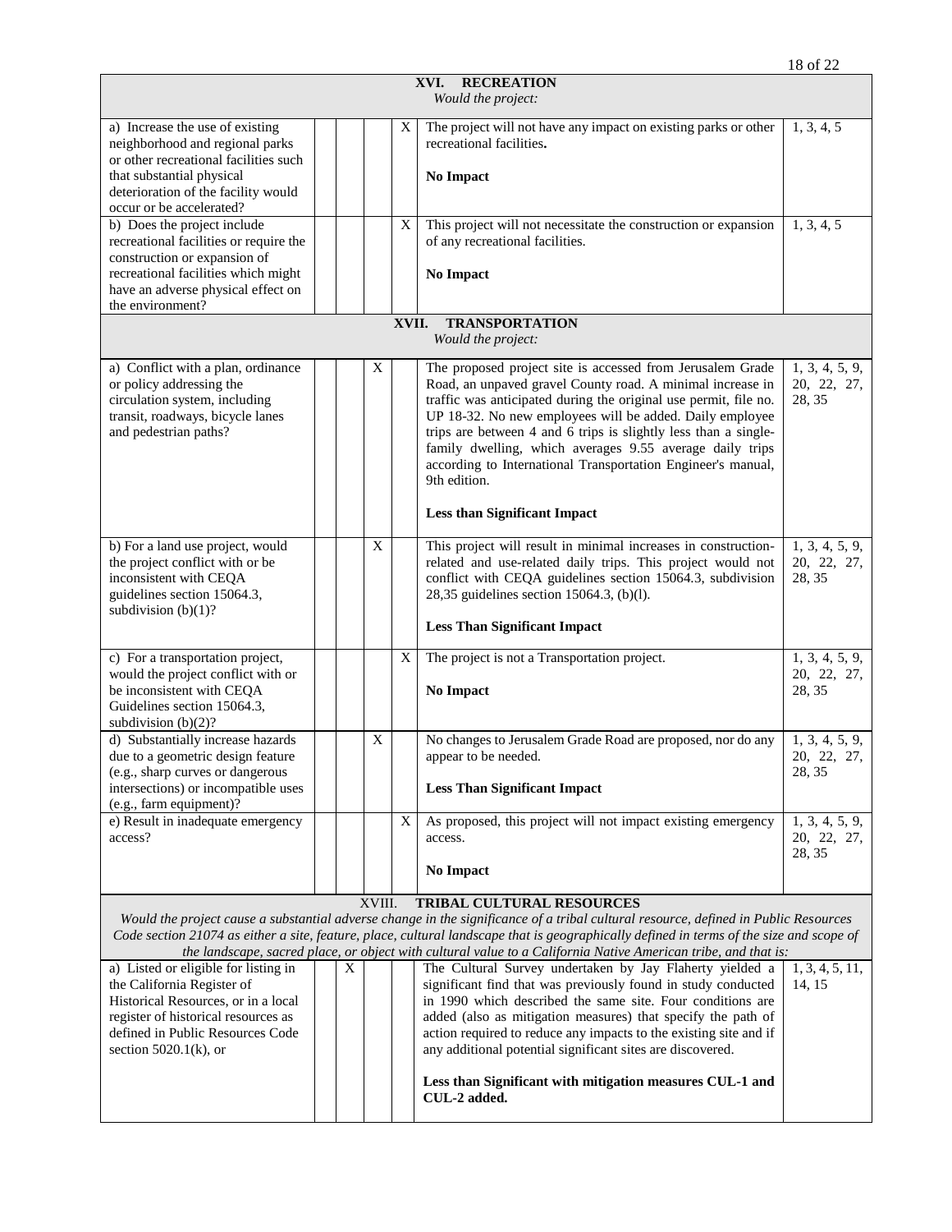| XVI. RECREATION *Would the project:* | | | | | | |
|---|---|---|---|---|---|---|
| a) Increase the use of existing neighborhood and regional parks or other recreational facilities such that substantial physical deterioration of the facility would occur or be accelerated? | | | | X | The project will not have any impact on existing parks or other recreational facilities.<br><br>**No Impact** | 1, 3, 4, 5 |
| b) Does the project include recreational facilities or require the construction or expansion of recreational facilities which might have an adverse physical effect on the environment? | | | | X | This project will not necessitate the construction or expansion of any recreational facilities.<br><br>**No Impact** | 1, 3, 4, 5 |
| **XVII. TRANSPORTATION** *Would the project:* | | | | | | |
| a) Conflict with a plan, ordinance or policy addressing the circulation system, including transit, roadways, bicycle lanes and pedestrian paths? | | | X | | The proposed project site is accessed from Jerusalem Grade Road, an unpaved gravel County road. A minimal increase in traffic was anticipated during the original use permit, file no. UP 18-32. No new employees will be added. Daily employee trips are between 4 and 6 trips is slightly less than a single-family dwelling, which averages 9.55 average daily trips according to International Transportation Engineer's manual, 9th edition.<br><br>**Less than Significant Impact** | 1, 3, 4, 5, 9, 20, 22, 27, 28, 35 |
| b) For a land use project, would the project conflict with or be inconsistent with CEQA guidelines section 15064.3, subdivision (b)(1)? | | | X | | This project will result in minimal increases in construction-related and use-related daily trips. This project would not conflict with CEQA guidelines section 15064.3, subdivision 28,35 guidelines section 15064.3, (b)(l).<br><br>**Less Than Significant Impact** | 1, 3, 4, 5, 9, 20, 22, 27, 28, 35 |
| c) For a transportation project, would the project conflict with or be inconsistent with CEQA Guidelines section 15064.3, subdivision (b)(2)? | | | | X | The project is not a Transportation project.<br><br>**No Impact** | 1, 3, 4, 5, 9, 20, 22, 27, 28, 35 |
| d) Substantially increase hazards due to a geometric design feature (e.g., sharp curves or dangerous intersections) or incompatible uses (e.g., farm equipment)? | | | X | | No changes to Jerusalem Grade Road are proposed, nor do any appear to be needed.<br><br>**Less Than Significant Impact** | 1, 3, 4, 5, 9, 20, 22, 27, 28, 35 |
| e) Result in inadequate emergency access? | | | | X | As proposed, this project will not impact existing emergency access.<br><br>**No Impact** | 1, 3, 4, 5, 9, 20, 22, 27, 28, 35 |
| XVIII. **TRIBAL CULTURAL RESOURCES** *Would the project cause a substantial adverse change in the significance of a tribal cultural resource, defined in Public Resources Code section 21074 as either a site, feature, place, cultural landscape that is geographically defined in terms of the size and scope of the landscape, sacred place, or object with cultural value to a California Native American tribe, and that is:* | | | | | | |
| a) Listed or eligible for listing in the California Register of Historical Resources, or in a local register of historical resources as defined in Public Resources Code section 5020.1(k), or | | X | | | The Cultural Survey undertaken by Jay Flaherty yielded a significant find that was previously found in study conducted in 1990 which described the same site. Four conditions are added (also as mitigation measures) that specify the path of action required to reduce any impacts to the existing site and if any additional potential significant sites are discovered.<br><br>**Less than Significant with mitigation measures CUL-1 and CUL-2 added.** | 1, 3, 4, 5, 11, 14, 15 |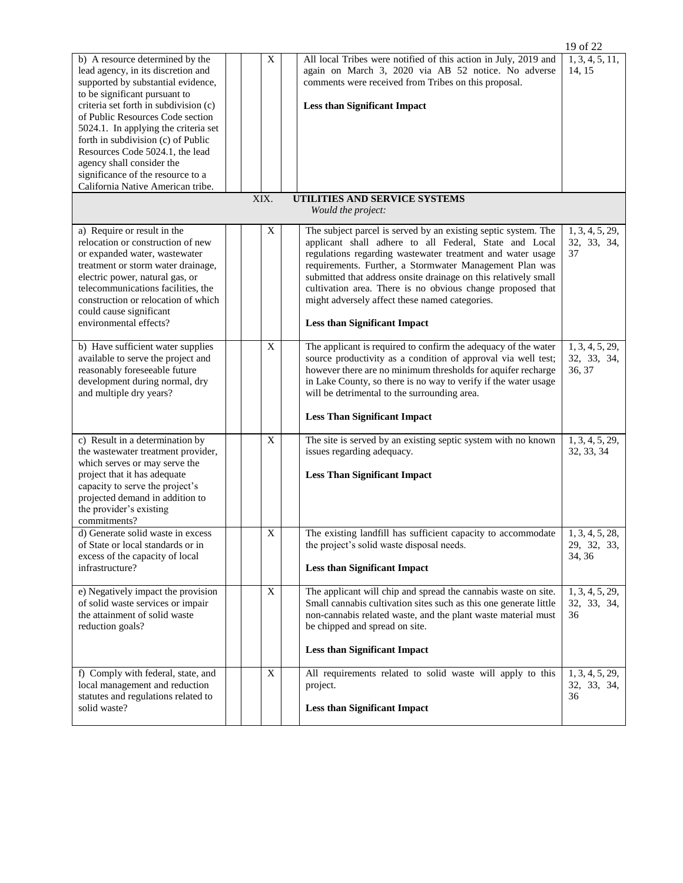| | | | | | | |
|---|---|---|---|---|---|---|
| b) A resource determined by the lead agency, in its discretion and supported by substantial evidence, to be significant pursuant to criteria set forth in subdivision (c) of Public Resources Code section 5024.1. In applying the criteria set forth in subdivision (c) of Public Resources Code 5024.1, the lead agency shall consider the significance of the resource to a California Native American tribe. | | | X | | All local Tribes were notified of this action in July, 2019 and again on March 3, 2020 via AB 52 notice. No adverse comments were received from Tribes on this proposal.<br><br>**Less than Significant Impact** | 1, 3, 4, 5, 11, 14, 15 |
| **XIX. UTILITIES AND SERVICE SYSTEMS**<br>*Would the project:* | | | | | | |
| a) Require or result in the relocation or construction of new or expanded water, wastewater treatment or storm water drainage, electric power, natural gas, or telecommunications facilities, the construction or relocation of which could cause significant environmental effects? | | | X | | The subject parcel is served by an existing septic system. The applicant shall adhere to all Federal, State and Local regulations regarding wastewater treatment and water usage requirements. Further, a Stormwater Management Plan was submitted that address onsite drainage on this relatively small cultivation area. There is no obvious change proposed that might adversely affect these named categories.<br><br>**Less than Significant Impact** | 1, 3, 4, 5, 29, 32, 33, 34, 37 |
| b) Have sufficient water supplies available to serve the project and reasonably foreseeable future development during normal, dry and multiple dry years? | | | X | | The applicant is required to confirm the adequacy of the water source productivity as a condition of approval via well test; however there are no minimum thresholds for aquifer recharge in Lake County, so there is no way to verify if the water usage will be detrimental to the surrounding area.<br><br>**Less Than Significant Impact** | 1, 3, 4, 5, 29, 32, 33, 34, 36, 37 |
| c) Result in a determination by the wastewater treatment provider, which serves or may serve the project that it has adequate capacity to serve the project's projected demand in addition to the provider's existing commitments? | | | X | | The site is served by an existing septic system with no known issues regarding adequacy.<br><br>**Less Than Significant Impact** | 1, 3, 4, 5, 29, 32, 33, 34 |
| d) Generate solid waste in excess of State or local standards or in excess of the capacity of local infrastructure? | | | X | | The existing landfill has sufficient capacity to accommodate the project's solid waste disposal needs.<br><br>**Less than Significant Impact** | 1, 3, 4, 5, 28, 29, 32, 33, 34, 36 |
| e) Negatively impact the provision of solid waste services or impair the attainment of solid waste reduction goals? | | | X | | The applicant will chip and spread the cannabis waste on site. Small cannabis cultivation sites such as this one generate little non-cannabis related waste, and the plant waste material must be chipped and spread on site.<br><br>**Less than Significant Impact** | 1, 3, 4, 5, 29, 32, 33, 34, 36 |
| f) Comply with federal, state, and local management and reduction statutes and regulations related to solid waste? | | | X | | All requirements related to solid waste will apply to this project.<br><br>**Less than Significant Impact** | 1, 3, 4, 5, 29, 32, 33, 34, 36 |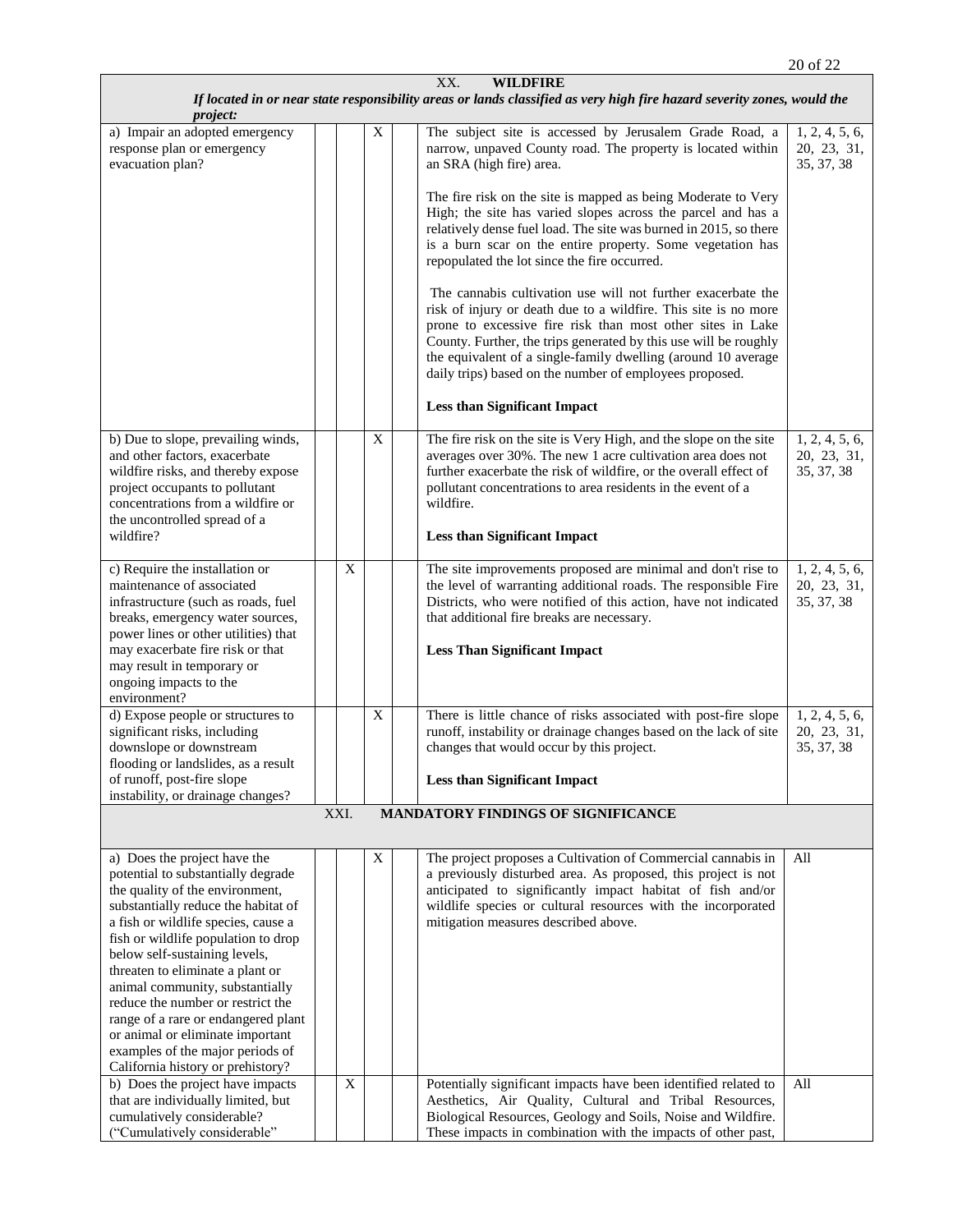| XX. WILDFIRE | | | | | | |
|---|---|---|---|---|---|---|
| ***If located in or near state responsibility areas or lands classified as very high fire hazard severity zones, would the project:*** | | | | | | |
| a) Impair an adopted emergency response plan or emergency evacuation plan? | | | X | | The subject site is accessed by Jerusalem Grade Road, a narrow, unpaved County road. The property is located within an SRA (high fire) area.<br><br>The fire risk on the site is mapped as being Moderate to Very High; the site has varied slopes across the parcel and has a relatively dense fuel load. The site was burned in 2015, so there is a burn scar on the entire property. Some vegetation has repopulated the lot since the fire occurred.<br><br>The cannabis cultivation use will not further exacerbate the risk of injury or death due to a wildfire. This site is no more prone to excessive fire risk than most other sites in Lake County. Further, the trips generated by this use will be roughly the equivalent of a single-family dwelling (around 10 average daily trips) based on the number of employees proposed.<br><br>**Less than Significant Impact** | 1, 2, 4, 5, 6, 20, 23, 31, 35, 37, 38 |
| b) Due to slope, prevailing winds, and other factors, exacerbate wildfire risks, and thereby expose project occupants to pollutant concentrations from a wildfire or the uncontrolled spread of a wildfire? | | | X | | The fire risk on the site is Very High, and the slope on the site averages over 30%. The new 1 acre cultivation area does not further exacerbate the risk of wildfire, or the overall effect of pollutant concentrations to area residents in the event of a wildfire.<br><br>**Less than Significant Impact** | 1, 2, 4, 5, 6, 20, 23, 31, 35, 37, 38 |
| c) Require the installation or maintenance of associated infrastructure (such as roads, fuel breaks, emergency water sources, power lines or other utilities) that may exacerbate fire risk or that may result in temporary or ongoing impacts to the environment? | | X | | | The site improvements proposed are minimal and don't rise to the level of warranting additional roads. The responsible Fire Districts, who were notified of this action, have not indicated that additional fire breaks are necessary.<br><br>**Less Than Significant Impact** | 1, 2, 4, 5, 6, 20, 23, 31, 35, 37, 38 |
| d) Expose people or structures to significant risks, including downslope or downstream flooding or landslides, as a result of runoff, post-fire slope instability, or drainage changes? | | | X | | There is little chance of risks associated with post-fire slope runoff, instability or drainage changes based on the lack of site changes that would occur by this project.<br><br>**Less than Significant Impact** | 1, 2, 4, 5, 6, 20, 23, 31, 35, 37, 38 |
| **XXI. MANDATORY FINDINGS OF SIGNIFICANCE** | | | | | | |
| a) Does the project have the potential to substantially degrade the quality of the environment, substantially reduce the habitat of a fish or wildlife species, cause a fish or wildlife population to drop below self-sustaining levels, threaten to eliminate a plant or animal community, substantially reduce the number or restrict the range of a rare or endangered plant or animal or eliminate important examples of the major periods of California history or prehistory? | | | X | | The project proposes a Cultivation of Commercial cannabis in a previously disturbed area. As proposed, this project is not anticipated to significantly impact habitat of fish and/or wildlife species or cultural resources with the incorporated mitigation measures described above. | All |
| b) Does the project have impacts that are individually limited, but cumulatively considerable? ("Cumulatively considerable" | | X | | | Potentially significant impacts have been identified related to Aesthetics, Air Quality, Cultural and Tribal Resources, Biological Resources, Geology and Soils, Noise and Wildfire. These impacts in combination with the impacts of other past, | All |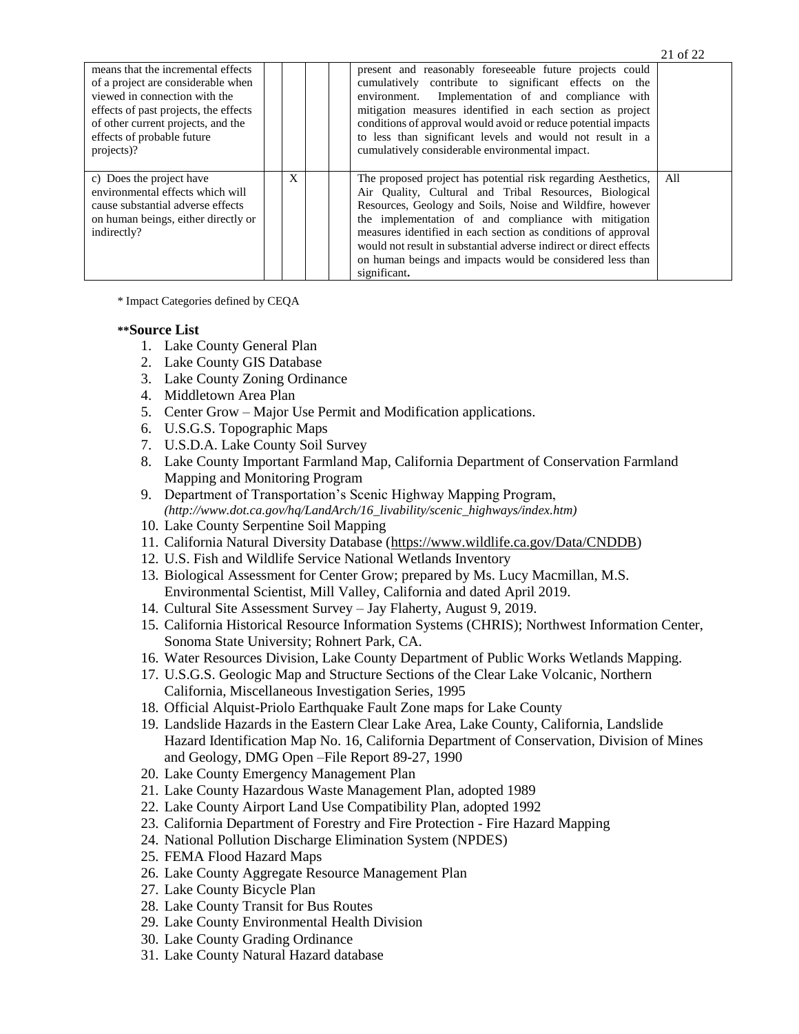| | | | | | | |
|---|---|---|---|---|---|---|
| means that the incremental effects of a project are considerable when viewed in connection with the effects of past projects, the effects of other current projects, and the effects of probable future projects)? | | | | | present and reasonably foreseeable future projects could cumulatively contribute to significant effects on the environment. Implementation of and compliance with mitigation measures identified in each section as project conditions of approval would avoid or reduce potential impacts to less than significant levels and would not result in a cumulatively considerable environmental impact. | |
| c) Does the project have environmental effects which will cause substantial adverse effects on human beings, either directly or indirectly? | | X | | | The proposed project has potential risk regarding Aesthetics, Air Quality, Cultural and Tribal Resources, Biological Resources, Geology and Soils, Noise and Wildfire, however the implementation of and compliance with mitigation measures identified in each section as conditions of approval would not result in substantial adverse indirect or direct effects on human beings and impacts would be considered less than significant**.** | All |

\* Impact Categories defined by CEQA

**\*\*Source List**

1. Lake County General Plan
2. Lake County GIS Database
3. Lake County Zoning Ordinance
4. Middletown Area Plan
5. Center Grow – Major Use Permit and Modification applications.
6. U.S.G.S. Topographic Maps
7. U.S.D.A. Lake County Soil Survey
8. Lake County Important Farmland Map, California Department of Conservation Farmland Mapping and Monitoring Program
9. Department of Transportation's Scenic Highway Mapping Program, *(http://www.dot.ca.gov/hq/LandArch/16_livability/scenic_highways/index.htm)*
10. Lake County Serpentine Soil Mapping
11. California Natural Diversity Database (https://www.wildlife.ca.gov/Data/CNDDB)
12. U.S. Fish and Wildlife Service National Wetlands Inventory
13. Biological Assessment for Center Grow; prepared by Ms. Lucy Macmillan, M.S. Environmental Scientist, Mill Valley, California and dated April 2019.
14. Cultural Site Assessment Survey – Jay Flaherty, August 9, 2019.
15. California Historical Resource Information Systems (CHRIS); Northwest Information Center, Sonoma State University; Rohnert Park, CA.
16. Water Resources Division, Lake County Department of Public Works Wetlands Mapping.
17. U.S.G.S. Geologic Map and Structure Sections of the Clear Lake Volcanic, Northern California, Miscellaneous Investigation Series, 1995
18. Official Alquist-Priolo Earthquake Fault Zone maps for Lake County
19. Landslide Hazards in the Eastern Clear Lake Area, Lake County, California, Landslide Hazard Identification Map No. 16, California Department of Conservation, Division of Mines and Geology, DMG Open –File Report 89-27, 1990
20. Lake County Emergency Management Plan
21. Lake County Hazardous Waste Management Plan, adopted 1989
22. Lake County Airport Land Use Compatibility Plan, adopted 1992
23. California Department of Forestry and Fire Protection - Fire Hazard Mapping
24. National Pollution Discharge Elimination System (NPDES)
25. FEMA Flood Hazard Maps
26. Lake County Aggregate Resource Management Plan
27. Lake County Bicycle Plan
28. Lake County Transit for Bus Routes
29. Lake County Environmental Health Division
30. Lake County Grading Ordinance
31. Lake County Natural Hazard database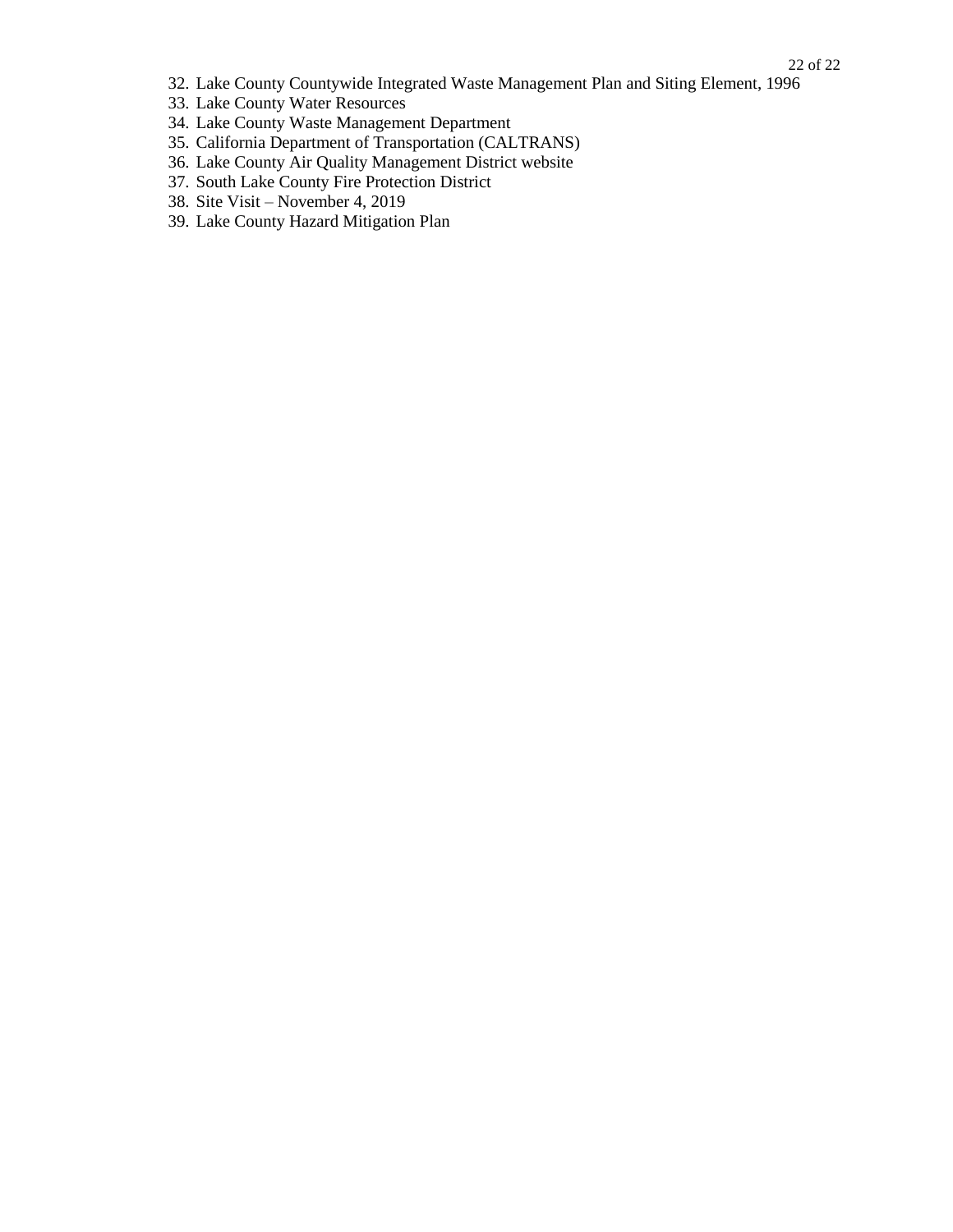32. Lake County Countywide Integrated Waste Management Plan and Siting Element, 1996
33. Lake County Water Resources
34. Lake County Waste Management Department
35. California Department of Transportation (CALTRANS)
36. Lake County Air Quality Management District website
37. South Lake County Fire Protection District
38. Site Visit – November 4, 2019
39. Lake County Hazard Mitigation Plan